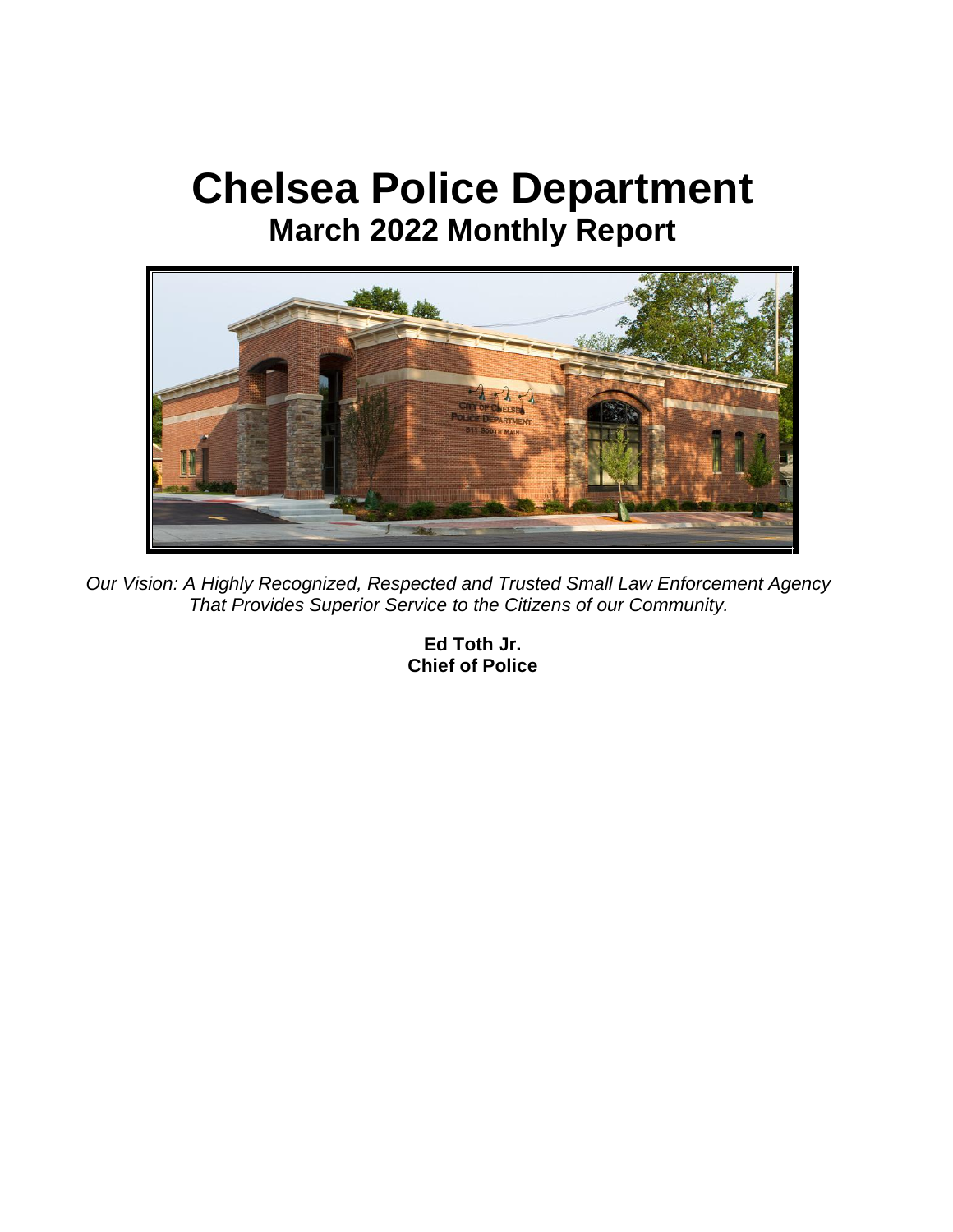# Chelsea Police Department

## March 2022 Monthly Report

*Our Vision: A Highly Recognized, Respected and Trusted Small Law Enforcement Agency That Provides Superior Service to the Citizens of our Community.*

**Ed Toth Jr.**
**Chief of Police**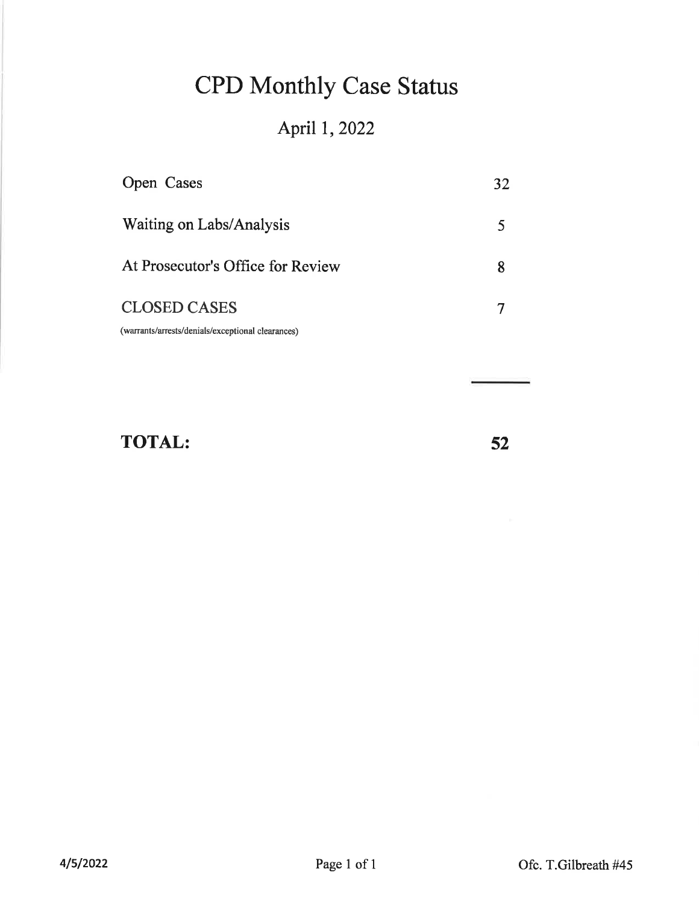# CPD Monthly Case Status

## April 1, 2022

| | |
|---|---|
| Open Cases | 32 |
| Waiting on Labs/Analysis | 5 |
| At Prosecutor's Office for Review | 8 |
| CLOSED CASES<br>(warrants/arrests/denials/exceptional clearances) | 7 |
| **TOTAL:** | **52** |

4/5/2022

Ofc. T.Gilbreath #45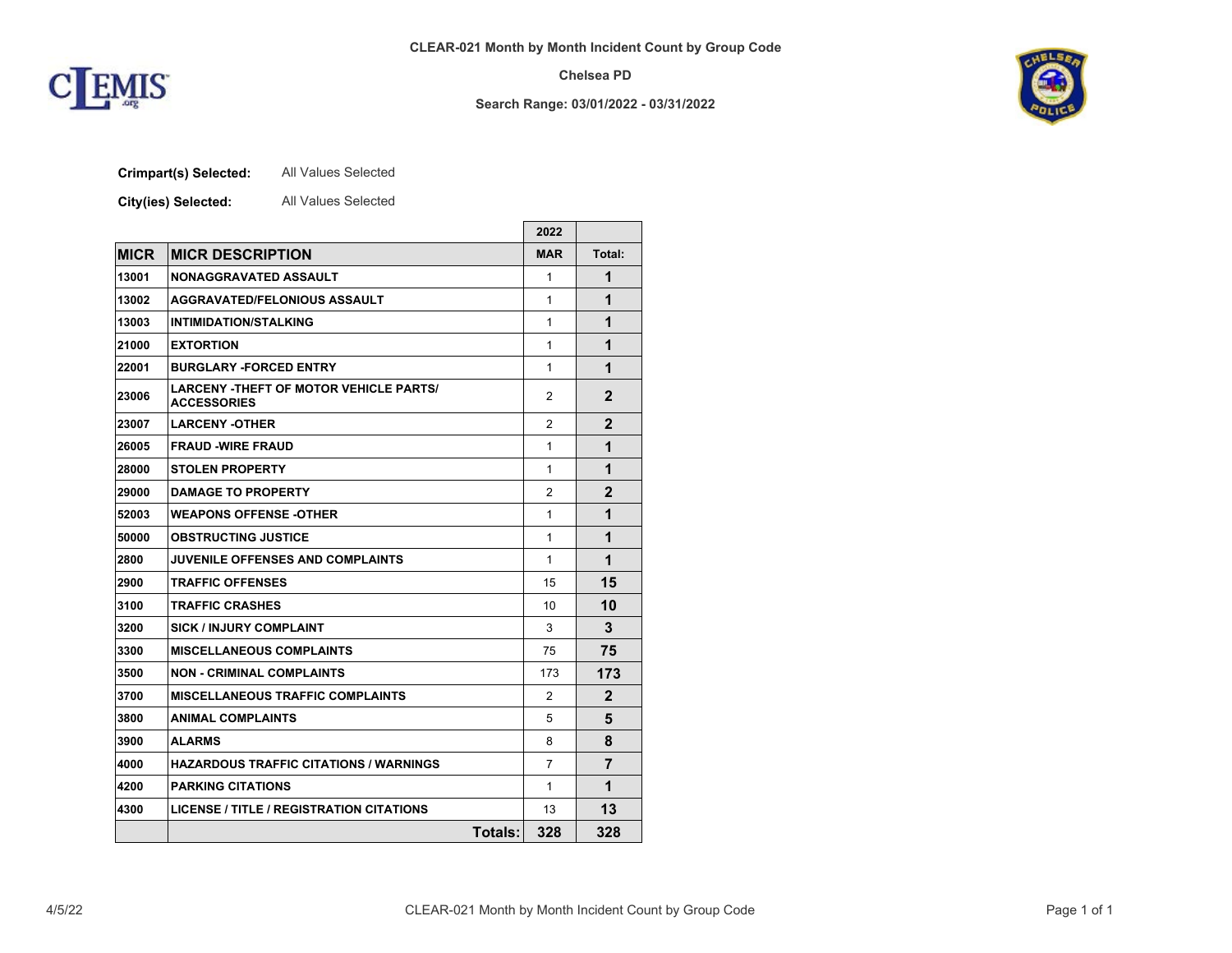**CLEAR-021 Month by Month Incident Count by Group Code**

**Chelsea PD**

**Search Range: 03/01/2022 - 03/31/2022**

**Crimpart(s) Selected:** All Values Selected

**City(ies) Selected:** All Values Selected

| MICR | MICR DESCRIPTION | 2022 MAR | Total: |
|---|---|---|---|
| 13001 | NONAGGRAVATED ASSAULT | 1 | 1 |
| 13002 | AGGRAVATED/FELONIOUS ASSAULT | 1 | 1 |
| 13003 | INTIMIDATION/STALKING | 1 | 1 |
| 21000 | EXTORTION | 1 | 1 |
| 22001 | BURGLARY -FORCED ENTRY | 1 | 1 |
| 23006 | LARCENY -THEFT OF MOTOR VEHICLE PARTS/ ACCESSORIES | 2 | 2 |
| 23007 | LARCENY -OTHER | 2 | 2 |
| 26005 | FRAUD -WIRE FRAUD | 1 | 1 |
| 28000 | STOLEN PROPERTY | 1 | 1 |
| 29000 | DAMAGE TO PROPERTY | 2 | 2 |
| 52003 | WEAPONS OFFENSE -OTHER | 1 | 1 |
| 50000 | OBSTRUCTING JUSTICE | 1 | 1 |
| 2800 | JUVENILE OFFENSES AND COMPLAINTS | 1 | 1 |
| 2900 | TRAFFIC OFFENSES | 15 | 15 |
| 3100 | TRAFFIC CRASHES | 10 | 10 |
| 3200 | SICK / INJURY COMPLAINT | 3 | 3 |
| 3300 | MISCELLANEOUS COMPLAINTS | 75 | 75 |
| 3500 | NON - CRIMINAL COMPLAINTS | 173 | 173 |
| 3700 | MISCELLANEOUS TRAFFIC COMPLAINTS | 2 | 2 |
| 3800 | ANIMAL COMPLAINTS | 5 | 5 |
| 3900 | ALARMS | 8 | 8 |
| 4000 | HAZARDOUS TRAFFIC CITATIONS / WARNINGS | 7 | 7 |
| 4200 | PARKING CITATIONS | 1 | 1 |
| 4300 | LICENSE / TITLE / REGISTRATION CITATIONS | 13 | 13 |
| | **Totals:** | **328** | **328** |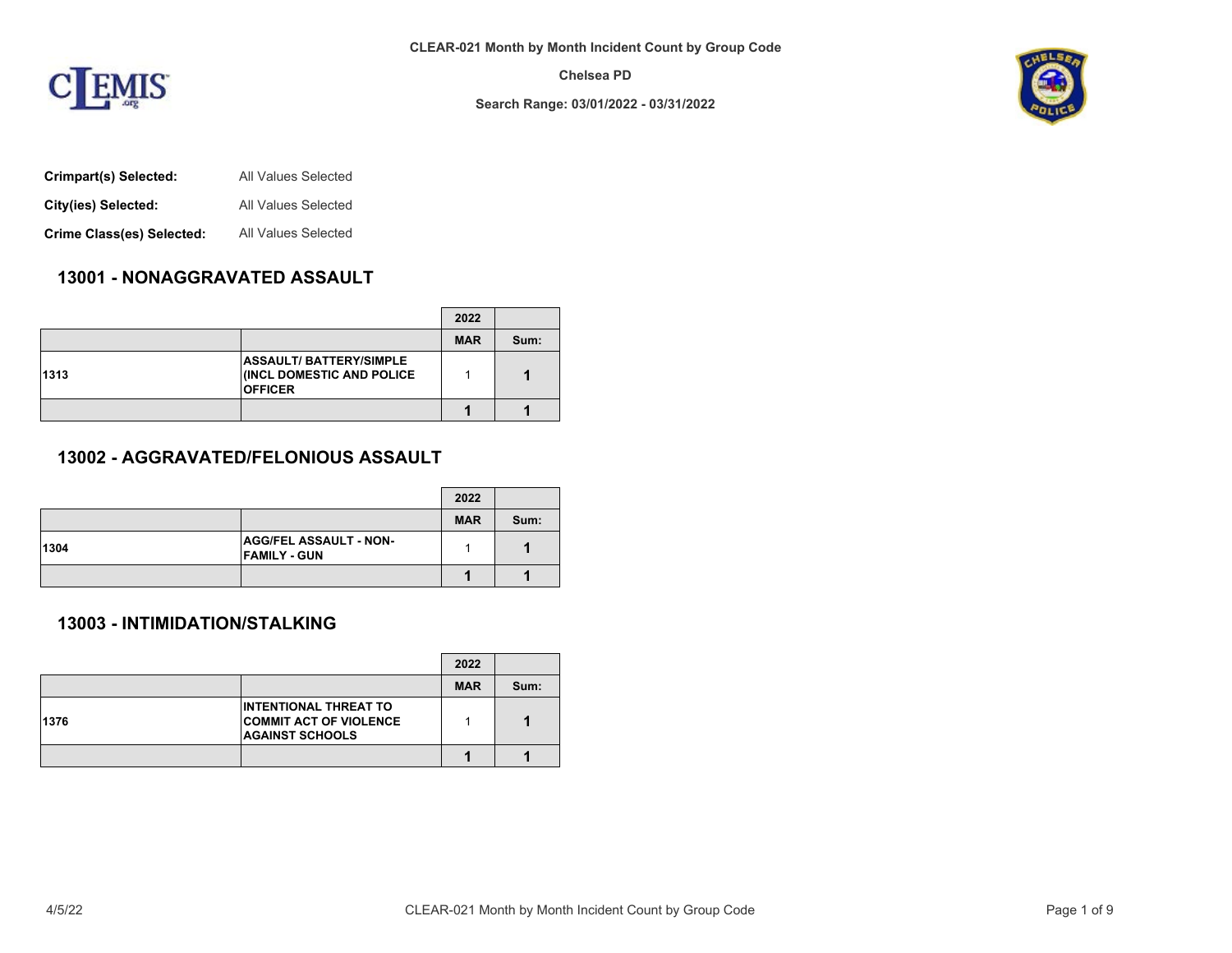CLEAR-021 Month by Month Incident Count by Group Code

Chelsea PD

Search Range: 03/01/2022 - 03/31/2022

**Crimpart(s) Selected:** All Values Selected

**City(ies) Selected:** All Values Selected

**Crime Class(es) Selected:** All Values Selected

## 13001 - NONAGGRAVATED ASSAULT

| | | 2022 | |
|---|---|---|---|
| | | MAR | Sum: |
| 1313 | ASSAULT/ BATTERY/SIMPLE (INCL DOMESTIC AND POLICE OFFICER | 1 | 1 |
| | | 1 | 1 |

## 13002 - AGGRAVATED/FELONIOUS ASSAULT

| | | 2022 | |
|---|---|---|---|
| | | MAR | Sum: |
| 1304 | AGG/FEL ASSAULT - NON-FAMILY - GUN | 1 | 1 |
| | | 1 | 1 |

## 13003 - INTIMIDATION/STALKING

| | | 2022 | |
|---|---|---|---|
| | | MAR | Sum: |
| 1376 | INTENTIONAL THREAT TO COMMIT ACT OF VIOLENCE AGAINST SCHOOLS | 1 | 1 |
| | | 1 | 1 |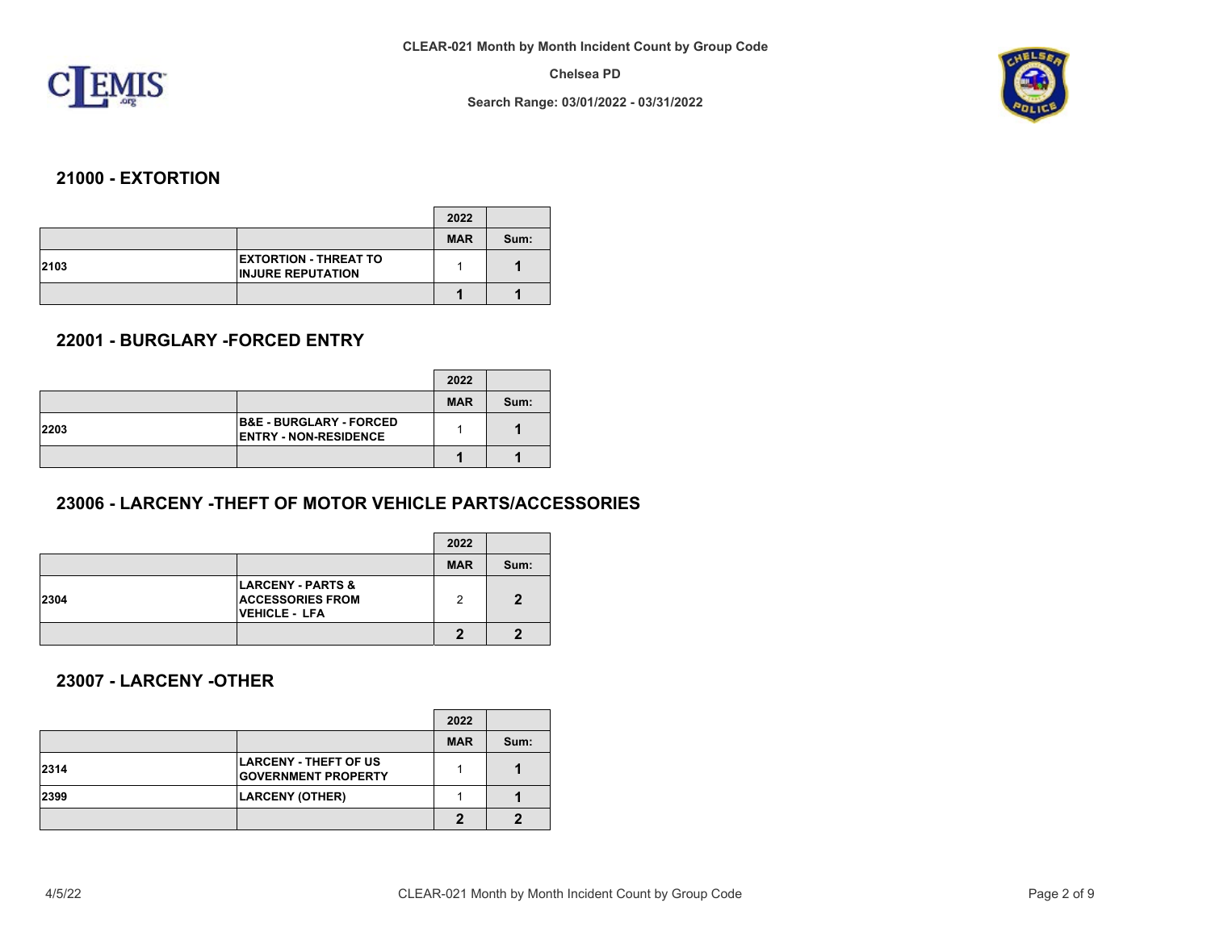## 21000 - EXTORTION

| | | 2022 | |
|---|---|---|---|
| | | MAR | Sum: |
| 2103 | EXTORTION - THREAT TO INJURE REPUTATION | 1 | **1** |
| | | **1** | **1** |

## 22001 - BURGLARY -FORCED ENTRY

| | | 2022 | |
|---|---|---|---|
| | | MAR | Sum: |
| 2203 | B&E - BURGLARY - FORCED ENTRY - NON-RESIDENCE | 1 | **1** |
| | | **1** | **1** |

## 23006 - LARCENY -THEFT OF MOTOR VEHICLE PARTS/ACCESSORIES

| | | 2022 | |
|---|---|---|---|
| | | MAR | Sum: |
| 2304 | LARCENY - PARTS & ACCESSORIES FROM VEHICLE - LFA | 2 | **2** |
| | | **2** | **2** |

## 23007 - LARCENY -OTHER

| | | 2022 | |
|---|---|---|---|
| | | MAR | Sum: |
| 2314 | LARCENY - THEFT OF US GOVERNMENT PROPERTY | 1 | **1** |
| 2399 | LARCENY (OTHER) | 1 | **1** |
| | | **2** | **2** |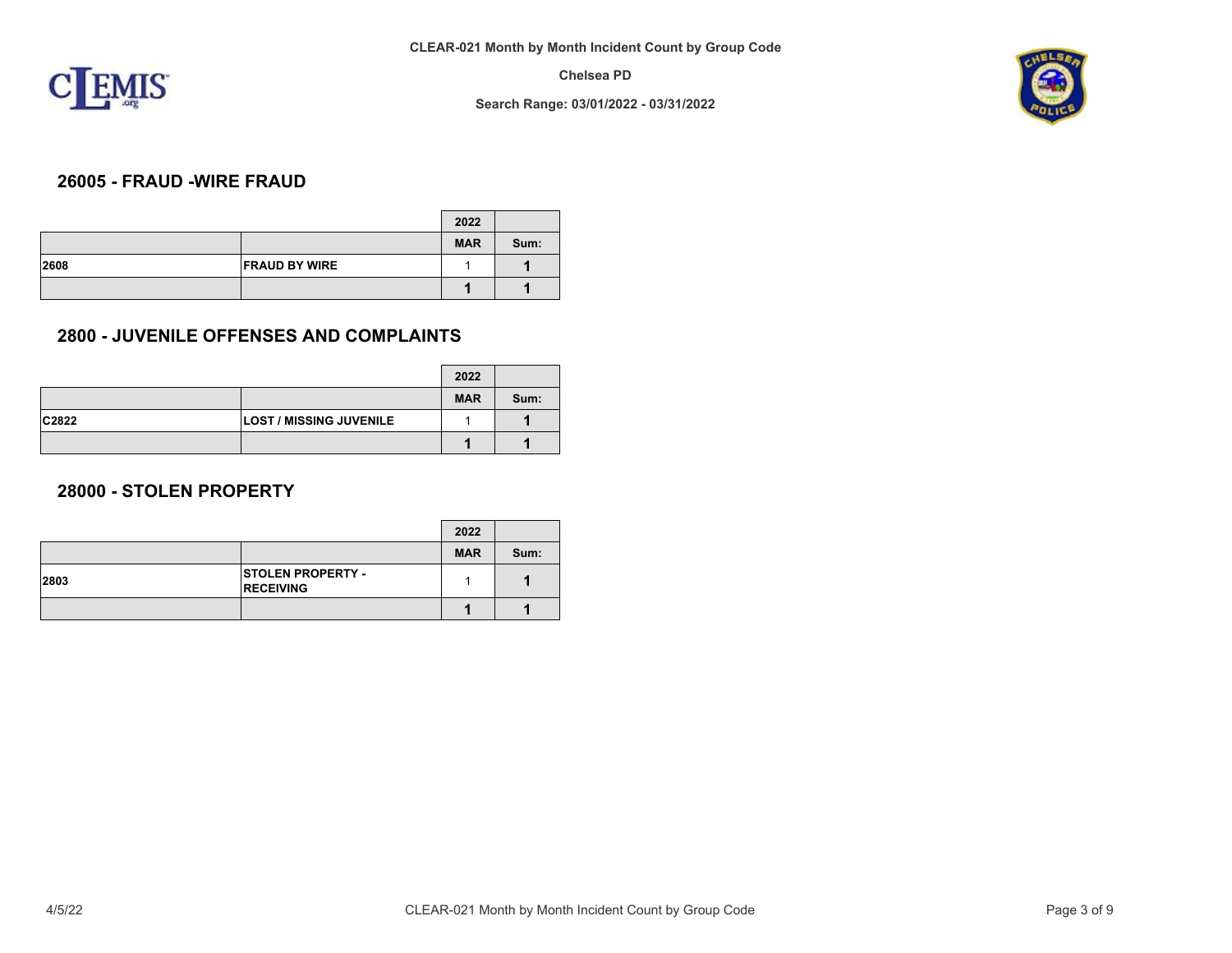## 26005 - FRAUD -WIRE FRAUD

| | | 2022 | |
|---|---|---|---|
| | | MAR | Sum: |
| 2608 | FRAUD BY WIRE | 1 | 1 |
| | | 1 | 1 |

## 2800 - JUVENILE OFFENSES AND COMPLAINTS

| | | 2022 | |
|---|---|---|---|
| | | MAR | Sum: |
| C2822 | LOST / MISSING JUVENILE | 1 | 1 |
| | | 1 | 1 |

## 28000 - STOLEN PROPERTY

| | | 2022 | |
|---|---|---|---|
| | | MAR | Sum: |
| 2803 | STOLEN PROPERTY - RECEIVING | 1 | 1 |
| | | 1 | 1 |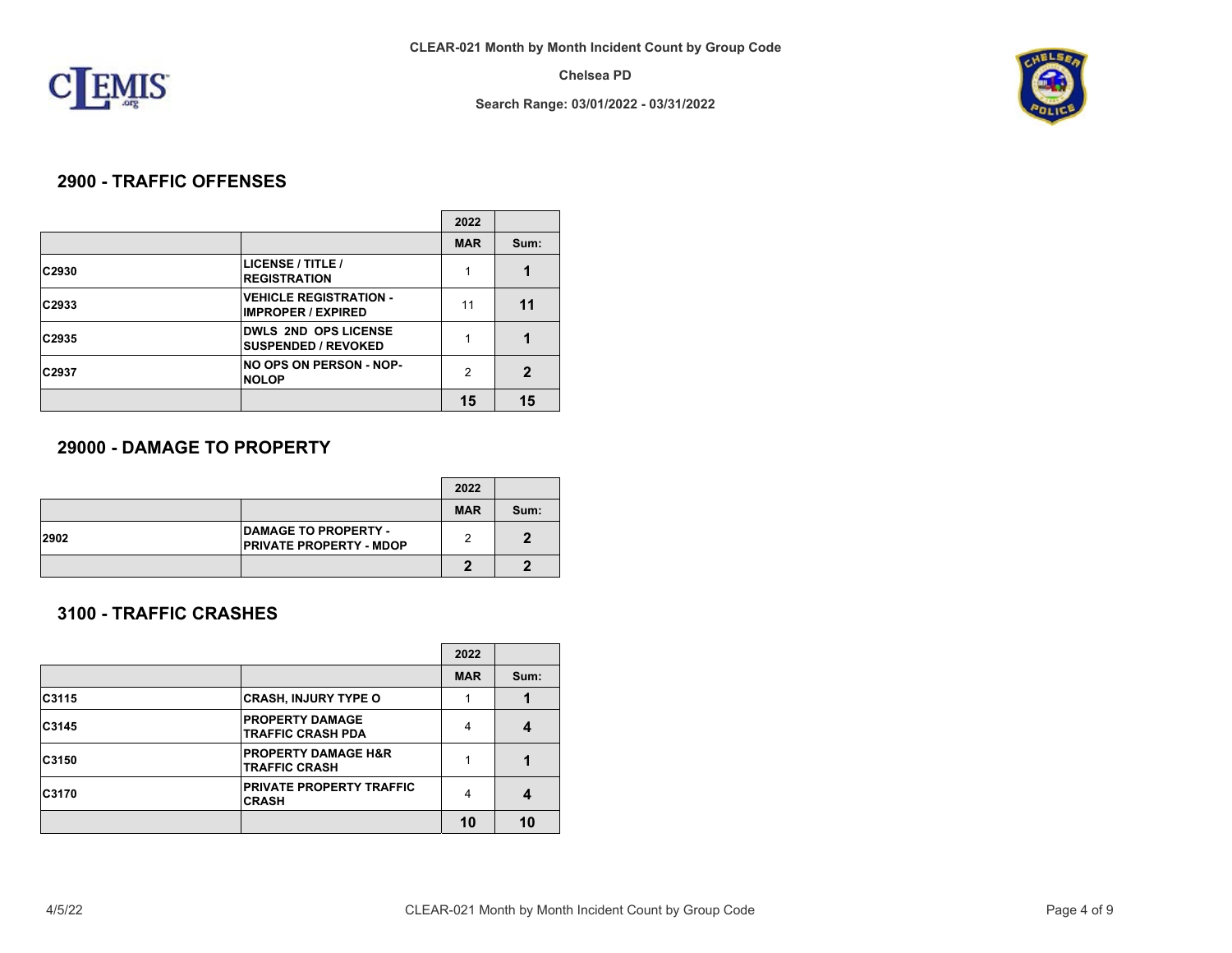CLEAR-021 Month by Month Incident Count by Group Code

Chelsea PD

Search Range: 03/01/2022 - 03/31/2022

## 2900 - TRAFFIC OFFENSES

| | | 2022 | |
|---|---|---|---|
| | | MAR | Sum: |
| C2930 | LICENSE / TITLE / REGISTRATION | 1 | 1 |
| C2933 | VEHICLE REGISTRATION - IMPROPER / EXPIRED | 11 | 11 |
| C2935 | DWLS 2ND OPS LICENSE SUSPENDED / REVOKED | 1 | 1 |
| C2937 | NO OPS ON PERSON - NOP-NOLOP | 2 | 2 |
| | | 15 | 15 |

## 29000 - DAMAGE TO PROPERTY

| | | 2022 | |
|---|---|---|---|
| | | MAR | Sum: |
| 2902 | DAMAGE TO PROPERTY - PRIVATE PROPERTY - MDOP | 2 | 2 |
| | | 2 | 2 |

## 3100 - TRAFFIC CRASHES

| | | 2022 | |
|---|---|---|---|
| | | MAR | Sum: |
| C3115 | CRASH, INJURY TYPE O | 1 | 1 |
| C3145 | PROPERTY DAMAGE TRAFFIC CRASH PDA | 4 | 4 |
| C3150 | PROPERTY DAMAGE H&R TRAFFIC CRASH | 1 | 1 |
| C3170 | PRIVATE PROPERTY TRAFFIC CRASH | 4 | 4 |
| | | 10 | 10 |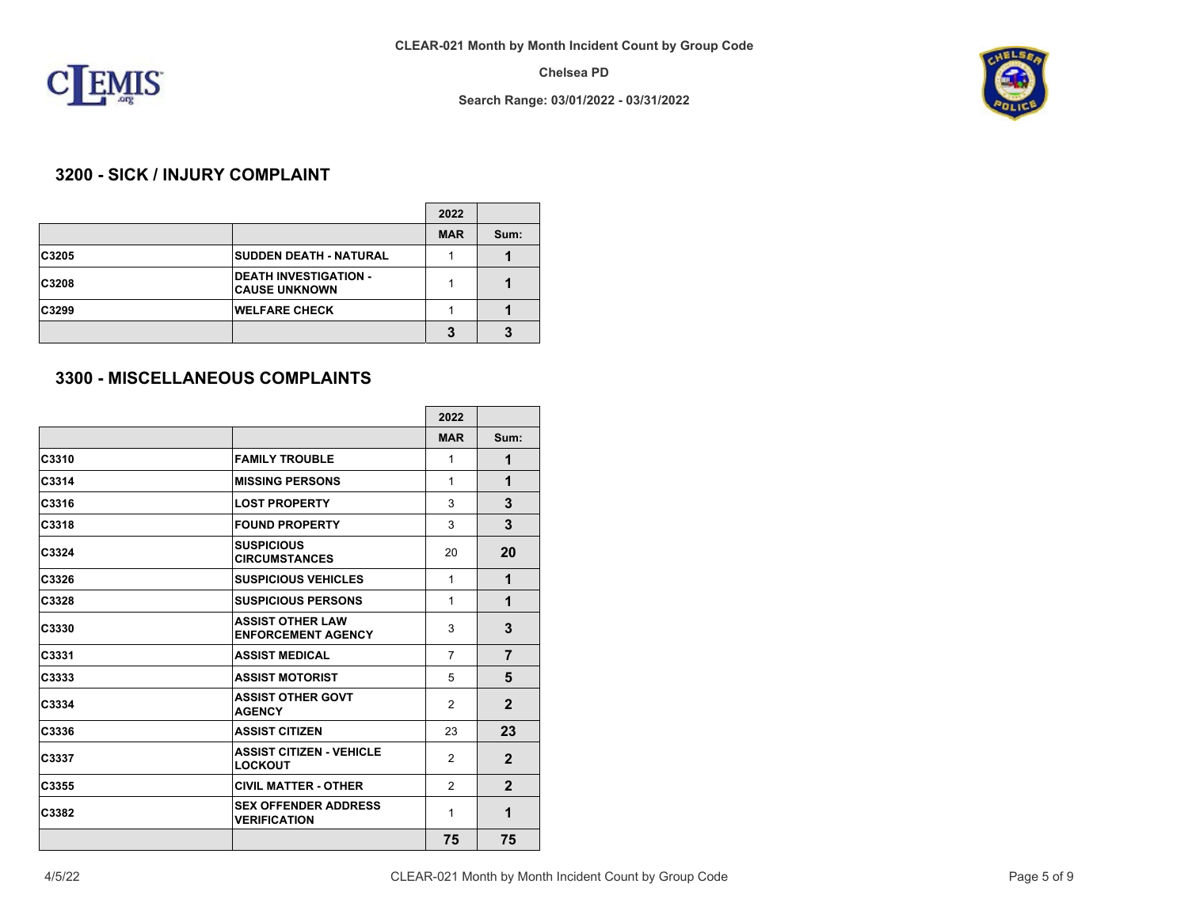CLEAR-021 Month by Month Incident Count by Group Code

Chelsea PD

Search Range: 03/01/2022 - 03/31/2022

## 3200 - SICK / INJURY COMPLAINT

| | | 2022 | |
|---|---|---|---|
| | | MAR | Sum: |
| C3205 | SUDDEN DEATH - NATURAL | 1 | **1** |
| C3208 | DEATH INVESTIGATION - CAUSE UNKNOWN | 1 | **1** |
| C3299 | WELFARE CHECK | 1 | **1** |
| | | **3** | **3** |

## 3300 - MISCELLANEOUS COMPLAINTS

| | | 2022 | |
|---|---|---|---|
| | | MAR | Sum: |
| C3310 | FAMILY TROUBLE | 1 | **1** |
| C3314 | MISSING PERSONS | 1 | **1** |
| C3316 | LOST PROPERTY | 3 | **3** |
| C3318 | FOUND PROPERTY | 3 | **3** |
| C3324 | SUSPICIOUS CIRCUMSTANCES | 20 | **20** |
| C3326 | SUSPICIOUS VEHICLES | 1 | **1** |
| C3328 | SUSPICIOUS PERSONS | 1 | **1** |
| C3330 | ASSIST OTHER LAW ENFORCEMENT AGENCY | 3 | **3** |
| C3331 | ASSIST MEDICAL | 7 | **7** |
| C3333 | ASSIST MOTORIST | 5 | **5** |
| C3334 | ASSIST OTHER GOVT AGENCY | 2 | **2** |
| C3336 | ASSIST CITIZEN | 23 | **23** |
| C3337 | ASSIST CITIZEN - VEHICLE LOCKOUT | 2 | **2** |
| C3355 | CIVIL MATTER - OTHER | 2 | **2** |
| C3382 | SEX OFFENDER ADDRESS VERIFICATION | 1 | **1** |
| | | **75** | **75** |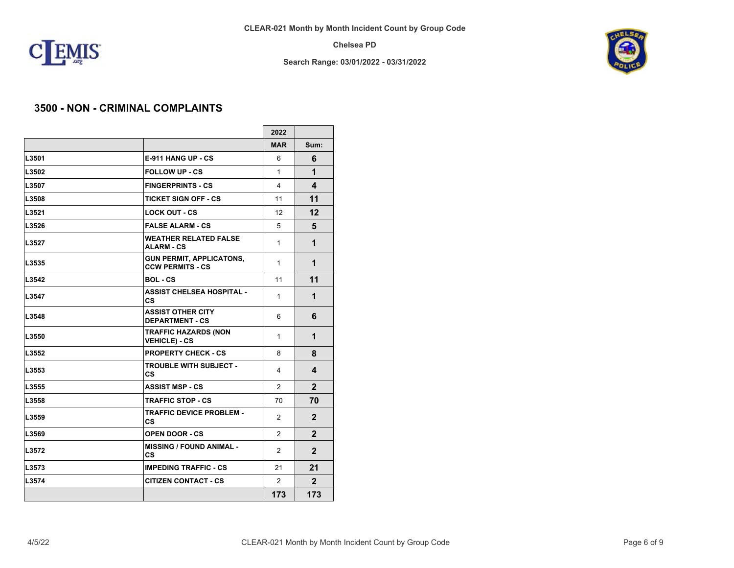CLEAR-021 Month by Month Incident Count by Group Code

Chelsea PD

Search Range: 03/01/2022 - 03/31/2022

## 3500 - NON - CRIMINAL COMPLAINTS

| | | 2022 | |
|---|---|---|---|
| | | MAR | Sum: |
| L3501 | E-911 HANG UP - CS | 6 | **6** |
| L3502 | FOLLOW UP - CS | 1 | **1** |
| L3507 | FINGERPRINTS - CS | 4 | **4** |
| L3508 | TICKET SIGN OFF - CS | 11 | **11** |
| L3521 | LOCK OUT - CS | 12 | **12** |
| L3526 | FALSE ALARM - CS | 5 | **5** |
| L3527 | WEATHER RELATED FALSE ALARM - CS | 1 | **1** |
| L3535 | GUN PERMIT, APPLICATONS, CCW PERMITS - CS | 1 | **1** |
| L3542 | BOL - CS | 11 | **11** |
| L3547 | ASSIST CHELSEA HOSPITAL - CS | 1 | **1** |
| L3548 | ASSIST OTHER CITY DEPARTMENT - CS | 6 | **6** |
| L3550 | TRAFFIC HAZARDS (NON VEHICLE) - CS | 1 | **1** |
| L3552 | PROPERTY CHECK - CS | 8 | **8** |
| L3553 | TROUBLE WITH SUBJECT - CS | 4 | **4** |
| L3555 | ASSIST MSP - CS | 2 | **2** |
| L3558 | TRAFFIC STOP - CS | 70 | **70** |
| L3559 | TRAFFIC DEVICE PROBLEM - CS | 2 | **2** |
| L3569 | OPEN DOOR - CS | 2 | **2** |
| L3572 | MISSING / FOUND ANIMAL - CS | 2 | **2** |
| L3573 | IMPEDING TRAFFIC - CS | 21 | **21** |
| L3574 | CITIZEN CONTACT - CS | 2 | **2** |
| | | **173** | **173** |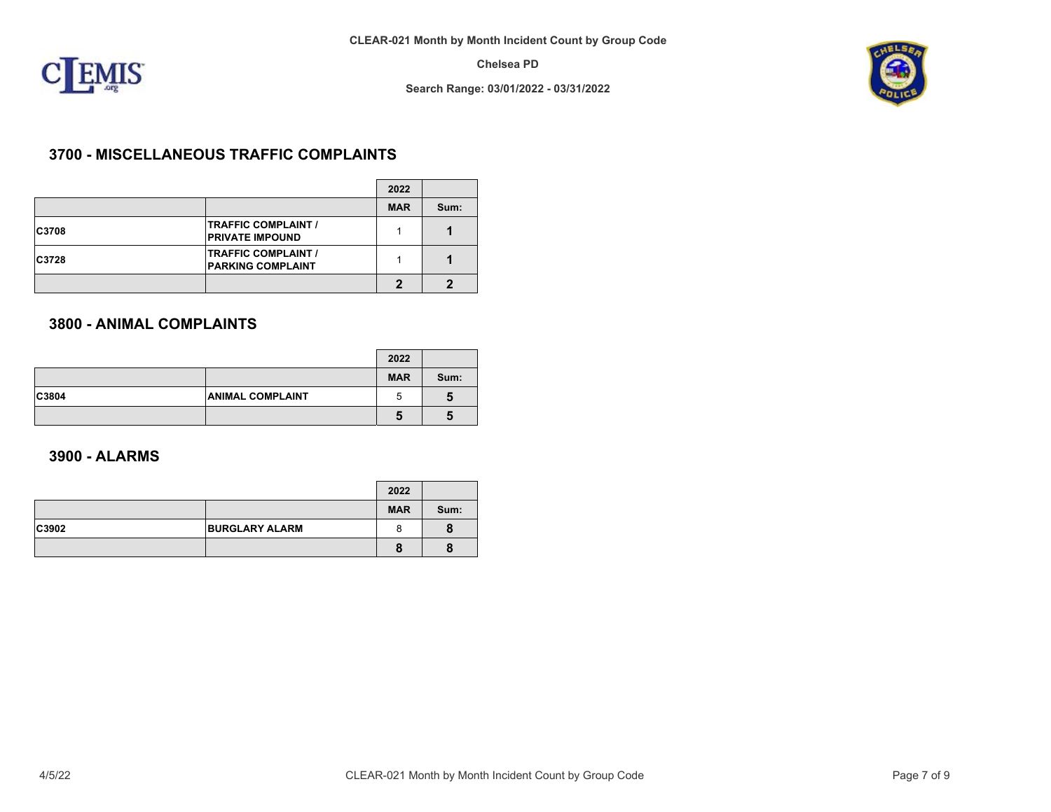# CLEAR-021 Month by Month Incident Count by Group Code

**Chelsea PD**

**Search Range: 03/01/2022 - 03/31/2022**

## 3700 - MISCELLANEOUS TRAFFIC COMPLAINTS

| | | 2022 | |
|---|---|---|---|
| | | MAR | Sum: |
| C3708 | TRAFFIC COMPLAINT / PRIVATE IMPOUND | 1 | 1 |
| C3728 | TRAFFIC COMPLAINT / PARKING COMPLAINT | 1 | 1 |
| | | 2 | 2 |

## 3800 - ANIMAL COMPLAINTS

| | | 2022 | |
|---|---|---|---|
| | | MAR | Sum: |
| C3804 | ANIMAL COMPLAINT | 5 | 5 |
| | | 5 | 5 |

## 3900 - ALARMS

| | | 2022 | |
|---|---|---|---|
| | | MAR | Sum: |
| C3902 | BURGLARY ALARM | 8 | 8 |
| | | 8 | 8 |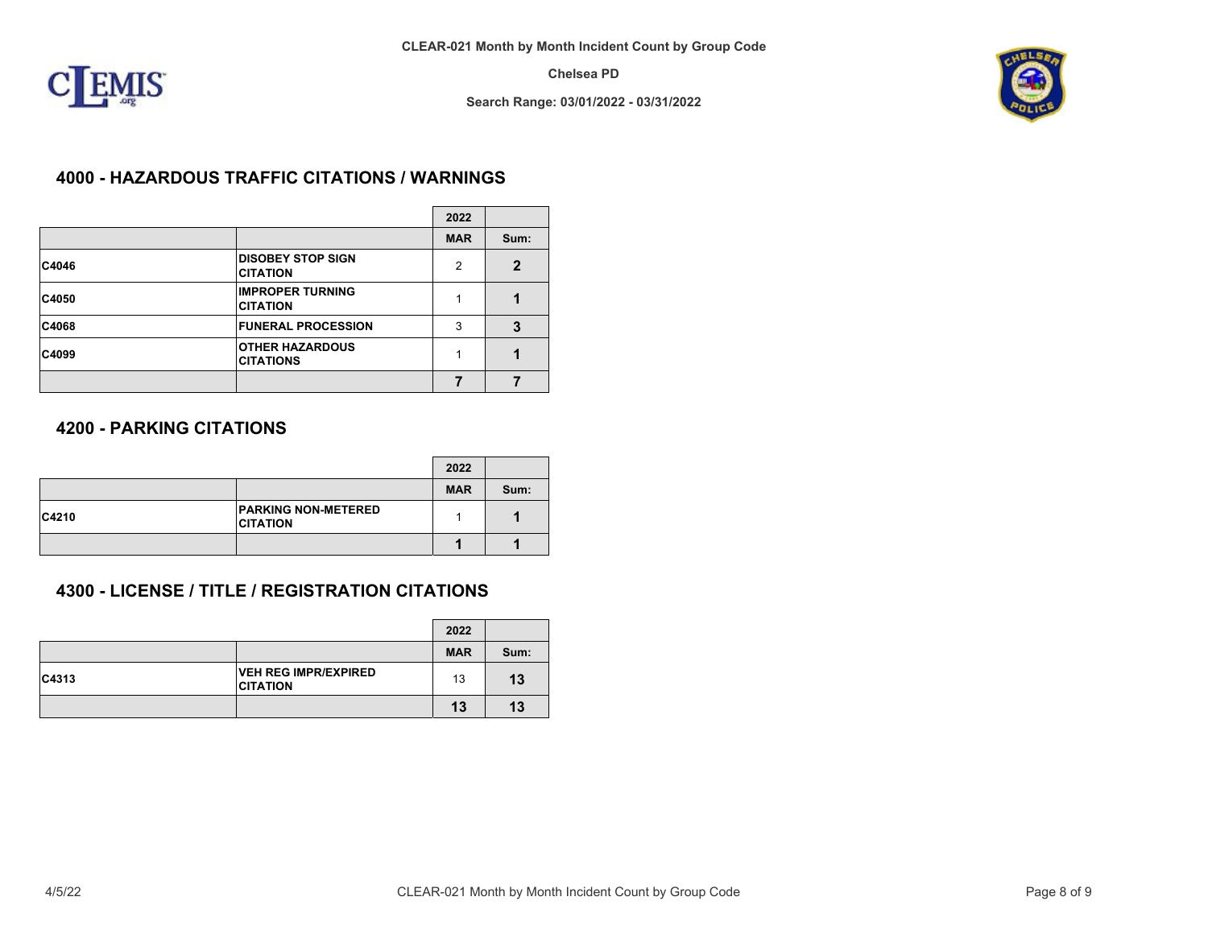CLEAR-021 Month by Month Incident Count by Group Code

Chelsea PD

Search Range: 03/01/2022 - 03/31/2022

## 4000 - HAZARDOUS TRAFFIC CITATIONS / WARNINGS

| | | 2022 | |
|---|---|---|---|
| | | MAR | Sum: |
| C4046 | DISOBEY STOP SIGN CITATION | 2 | **2** |
| C4050 | IMPROPER TURNING CITATION | 1 | **1** |
| C4068 | FUNERAL PROCESSION | 3 | **3** |
| C4099 | OTHER HAZARDOUS CITATIONS | 1 | **1** |
| | | **7** | **7** |

## 4200 - PARKING CITATIONS

| | | 2022 | |
|---|---|---|---|
| | | MAR | Sum: |
| C4210 | PARKING NON-METERED CITATION | 1 | **1** |
| | | **1** | **1** |

## 4300 - LICENSE / TITLE / REGISTRATION CITATIONS

| | | 2022 | |
|---|---|---|---|
| | | MAR | Sum: |
| C4313 | VEH REG IMPR/EXPIRED CITATION | 13 | **13** |
| | | **13** | **13** |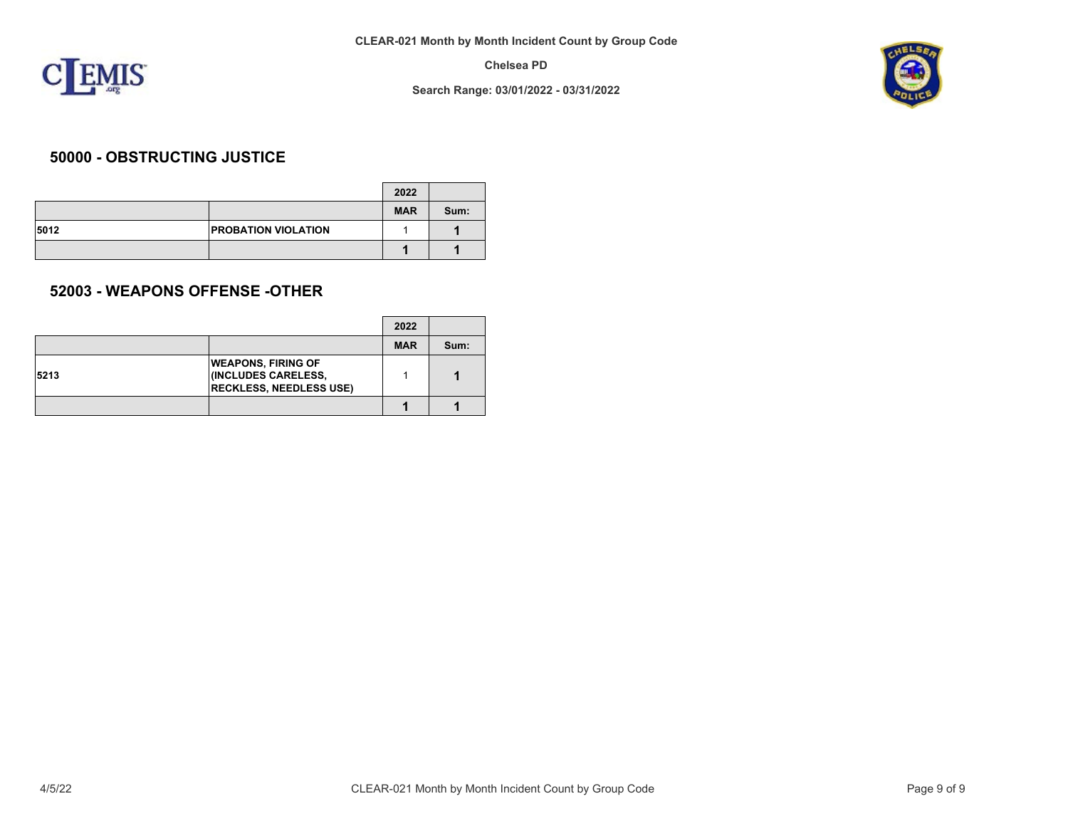## 50000 - OBSTRUCTING JUSTICE

| | | 2022 | |
|---|---|---|---|
| | | MAR | Sum: |
| 5012 | PROBATION VIOLATION | 1 | **1** |
| | | **1** | **1** |

## 52003 - WEAPONS OFFENSE -OTHER

| | | 2022 | |
|---|---|---|---|
| | | MAR | Sum: |
| 5213 | WEAPONS, FIRING OF (INCLUDES CARELESS, RECKLESS, NEEDLESS USE) | 1 | **1** |
| | | **1** | **1** |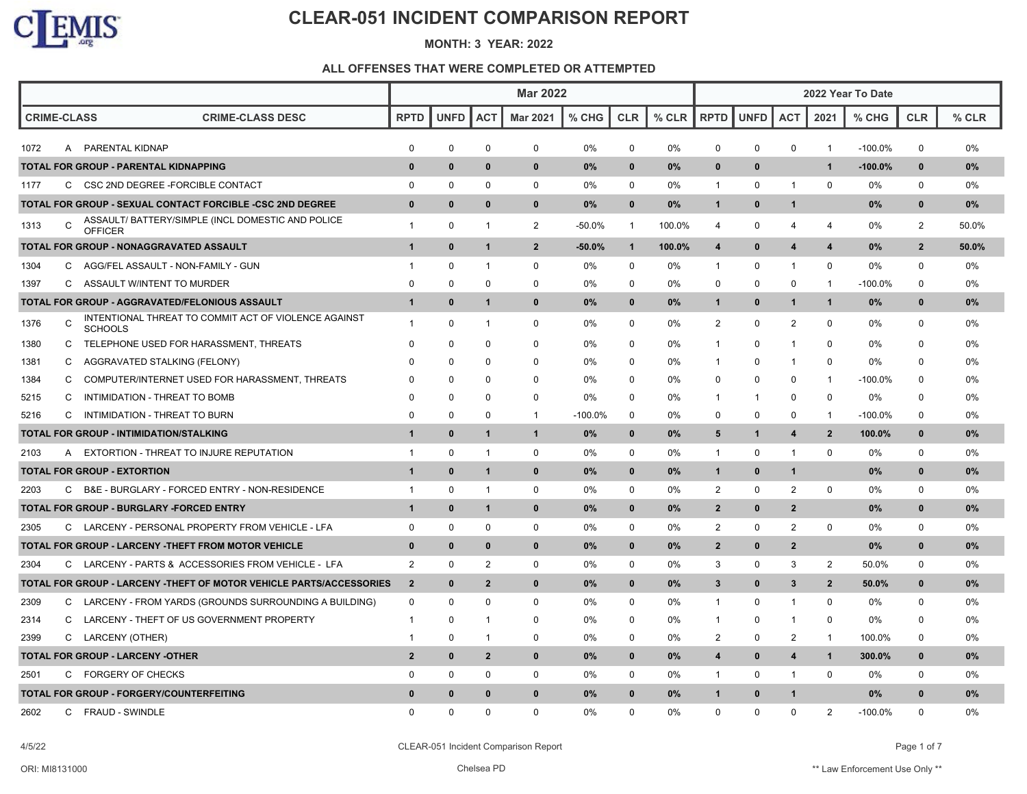# CLEAR-051 INCIDENT COMPARISON REPORT

**MONTH: 3 YEAR: 2022**

**ALL OFFENSES THAT WERE COMPLETED OR ATTEMPTED**

| | | | Mar 2022 | | | | | | | 2022 Year To Date | | | | | | |
|---|---|---|---|---|---|---|---|---|---|---|---|---|---|---|---|---|
| **CRIME-CLASS** | | **CRIME-CLASS DESC** | **RPTD** | **UNFD** | **ACT** | **Mar 2021** | **% CHG** | **CLR** | **% CLR** | **RPTD** | **UNFD** | **ACT** | **2021** | **% CHG** | **CLR** | **% CLR** |
| 1072 | A | PARENTAL KIDNAP | 0 | 0 | 0 | 0 | 0% | 0 | 0% | 0 | 0 | 0 | 1 | -100.0% | 0 | 0% |
| **TOTAL FOR GROUP - PARENTAL KIDNAPPING** | | | **0** | **0** | **0** | **0** | **0%** | **0** | **0%** | **0** | **0** | | **1** | **-100.0%** | **0** | **0%** |
| 1177 | C | CSC 2ND DEGREE -FORCIBLE CONTACT | 0 | 0 | 0 | 0 | 0% | 0 | 0% | 1 | 0 | 1 | 0 | 0% | 0 | 0% |
| **TOTAL FOR GROUP - SEXUAL CONTACT FORCIBLE -CSC 2ND DEGREE** | | | **0** | **0** | **0** | **0** | **0%** | **0** | **0%** | **1** | **0** | **1** | | **0%** | **0** | **0%** |
| 1313 | C | ASSAULT/ BATTERY/SIMPLE (INCL DOMESTIC AND POLICE OFFICER | 1 | 0 | 1 | 2 | -50.0% | 1 | 100.0% | 4 | 0 | 4 | 4 | 0% | 2 | 50.0% |
| **TOTAL FOR GROUP - NONAGGRAVATED ASSAULT** | | | **1** | **0** | **1** | **2** | **-50.0%** | **1** | **100.0%** | **4** | **0** | **4** | **4** | **0%** | **2** | **50.0%** |
| 1304 | C | AGG/FEL ASSAULT - NON-FAMILY - GUN | 1 | 0 | 1 | 0 | 0% | 0 | 0% | 1 | 0 | 1 | 0 | 0% | 0 | 0% |
| 1397 | C | ASSAULT W/INTENT TO MURDER | 0 | 0 | 0 | 0 | 0% | 0 | 0% | 0 | 0 | 0 | 1 | -100.0% | 0 | 0% |
| **TOTAL FOR GROUP - AGGRAVATED/FELONIOUS ASSAULT** | | | **1** | **0** | **1** | **0** | **0%** | **0** | **0%** | **1** | **0** | **1** | **1** | **0%** | **0** | **0%** |
| 1376 | C | INTENTIONAL THREAT TO COMMIT ACT OF VIOLENCE AGAINST SCHOOLS | 1 | 0 | 1 | 0 | 0% | 0 | 0% | 2 | 0 | 2 | 0 | 0% | 0 | 0% |
| 1380 | C | TELEPHONE USED FOR HARASSMENT, THREATS | 0 | 0 | 0 | 0 | 0% | 0 | 0% | 1 | 0 | 1 | 0 | 0% | 0 | 0% |
| 1381 | C | AGGRAVATED STALKING (FELONY) | 0 | 0 | 0 | 0 | 0% | 0 | 0% | 1 | 0 | 1 | 0 | 0% | 0 | 0% |
| 1384 | C | COMPUTER/INTERNET USED FOR HARASSMENT, THREATS | 0 | 0 | 0 | 0 | 0% | 0 | 0% | 0 | 0 | 0 | 1 | -100.0% | 0 | 0% |
| 5215 | C | INTIMIDATION - THREAT TO BOMB | 0 | 0 | 0 | 0 | 0% | 0 | 0% | 1 | 1 | 0 | 0 | 0% | 0 | 0% |
| 5216 | C | INTIMIDATION - THREAT TO BURN | 0 | 0 | 0 | 1 | -100.0% | 0 | 0% | 0 | 0 | 0 | 1 | -100.0% | 0 | 0% |
| **TOTAL FOR GROUP - INTIMIDATION/STALKING** | | | **1** | **0** | **1** | **1** | **0%** | **0** | **0%** | **5** | **1** | **4** | **2** | **100.0%** | **0** | **0%** |
| 2103 | A | EXTORTION - THREAT TO INJURE REPUTATION | 1 | 0 | 1 | 0 | 0% | 0 | 0% | 1 | 0 | 1 | 0 | 0% | 0 | 0% |
| **TOTAL FOR GROUP - EXTORTION** | | | **1** | **0** | **1** | **0** | **0%** | **0** | **0%** | **1** | **0** | **1** | | **0%** | **0** | **0%** |
| 2203 | C | B&E - BURGLARY - FORCED ENTRY - NON-RESIDENCE | 1 | 0 | 1 | 0 | 0% | 0 | 0% | 2 | 0 | 2 | 0 | 0% | 0 | 0% |
| **TOTAL FOR GROUP - BURGLARY -FORCED ENTRY** | | | **1** | **0** | **1** | **0** | **0%** | **0** | **0%** | **2** | **0** | **2** | | **0%** | **0** | **0%** |
| 2305 | C | LARCENY - PERSONAL PROPERTY FROM VEHICLE - LFA | 0 | 0 | 0 | 0 | 0% | 0 | 0% | 2 | 0 | 2 | 0 | 0% | 0 | 0% |
| **TOTAL FOR GROUP - LARCENY -THEFT FROM MOTOR VEHICLE** | | | **0** | **0** | **0** | **0** | **0%** | **0** | **0%** | **2** | **0** | **2** | | **0%** | **0** | **0%** |
| 2304 | C | LARCENY - PARTS & ACCESSORIES FROM VEHICLE - LFA | 2 | 0 | 2 | 0 | 0% | 0 | 0% | 3 | 0 | 3 | 2 | 50.0% | 0 | 0% |
| **TOTAL FOR GROUP - LARCENY -THEFT OF MOTOR VEHICLE PARTS/ACCESSORIES** | | | **2** | **0** | **2** | **0** | **0%** | **0** | **0%** | **3** | **0** | **3** | **2** | **50.0%** | **0** | **0%** |
| 2309 | C | LARCENY - FROM YARDS (GROUNDS SURROUNDING A BUILDING) | 0 | 0 | 0 | 0 | 0% | 0 | 0% | 1 | 0 | 1 | 0 | 0% | 0 | 0% |
| 2314 | C | LARCENY - THEFT OF US GOVERNMENT PROPERTY | 1 | 0 | 1 | 0 | 0% | 0 | 0% | 1 | 0 | 1 | 0 | 0% | 0 | 0% |
| 2399 | C | LARCENY (OTHER) | 1 | 0 | 1 | 0 | 0% | 0 | 0% | 2 | 0 | 2 | 1 | 100.0% | 0 | 0% |
| **TOTAL FOR GROUP - LARCENY -OTHER** | | | **2** | **0** | **2** | **0** | **0%** | **0** | **0%** | **4** | **0** | **4** | **1** | **300.0%** | **0** | **0%** |
| 2501 | C | FORGERY OF CHECKS | 0 | 0 | 0 | 0 | 0% | 0 | 0% | 1 | 0 | 1 | 0 | 0% | 0 | 0% |
| **TOTAL FOR GROUP - FORGERY/COUNTERFEITING** | | | **0** | **0** | **0** | **0** | **0%** | **0** | **0%** | **1** | **0** | **1** | | **0%** | **0** | **0%** |
| 2602 | C | FRAUD - SWINDLE | 0 | 0 | 0 | 0 | 0% | 0 | 0% | 0 | 0 | 0 | 2 | -100.0% | 0 | 0% |

4/5/22 CLEAR-051 Incident Comparison Report

ORI: MI8131000 Chelsea PD ** Law Enforcement Use Only **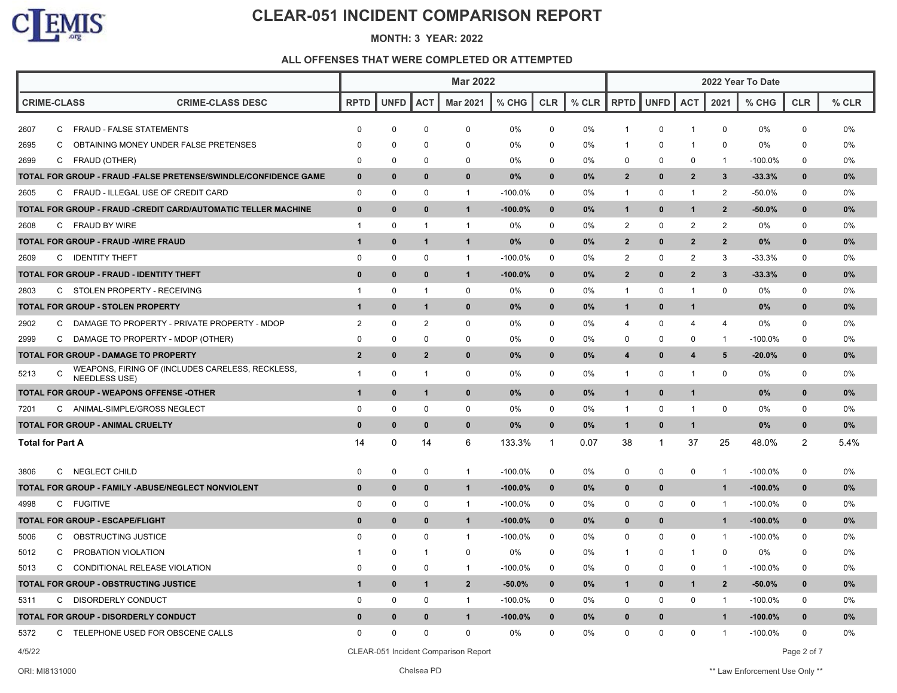# CLEAR-051 INCIDENT COMPARISON REPORT

**MONTH: 3 YEAR: 2022**

**ALL OFFENSES THAT WERE COMPLETED OR ATTEMPTED**

| CRIME-CLASS | | CRIME-CLASS DESC | Mar 2022 RPTD | UNFD | ACT | Mar 2021 | % CHG | CLR | % CLR | 2022 Year To Date RPTD | UNFD | ACT | 2021 | % CHG | CLR | % CLR |
|---|---|---|---|---|---|---|---|---|---|---|---|---|---|---|---|---|
| 2607 | C | FRAUD - FALSE STATEMENTS | 0 | 0 | 0 | 0 | 0% | 0 | 0% | 1 | 0 | 1 | 0 | 0% | 0 | 0% |
| 2695 | C | OBTAINING MONEY UNDER FALSE PRETENSES | 0 | 0 | 0 | 0 | 0% | 0 | 0% | 1 | 0 | 1 | 0 | 0% | 0 | 0% |
| 2699 | C | FRAUD (OTHER) | 0 | 0 | 0 | 0 | 0% | 0 | 0% | 0 | 0 | 0 | 1 | -100.0% | 0 | 0% |
| **TOTAL FOR GROUP - FRAUD -FALSE PRETENSE/SWINDLE/CONFIDENCE GAME** | | | **0** | **0** | **0** | **0** | **0%** | **0** | **0%** | **2** | **0** | **2** | **3** | **-33.3%** | **0** | **0%** |
| 2605 | C | FRAUD - ILLEGAL USE OF CREDIT CARD | 0 | 0 | 0 | 1 | -100.0% | 0 | 0% | 1 | 0 | 1 | 2 | -50.0% | 0 | 0% |
| **TOTAL FOR GROUP - FRAUD -CREDIT CARD/AUTOMATIC TELLER MACHINE** | | | **0** | **0** | **0** | **1** | **-100.0%** | **0** | **0%** | **1** | **0** | **1** | **2** | **-50.0%** | **0** | **0%** |
| 2608 | C | FRAUD BY WIRE | 1 | 0 | 1 | 1 | 0% | 0 | 0% | 2 | 0 | 2 | 2 | 0% | 0 | 0% |
| **TOTAL FOR GROUP - FRAUD -WIRE FRAUD** | | | **1** | **0** | **1** | **1** | **0%** | **0** | **0%** | **2** | **0** | **2** | **2** | **0%** | **0** | **0%** |
| 2609 | C | IDENTITY THEFT | 0 | 0 | 0 | 1 | -100.0% | 0 | 0% | 2 | 0 | 2 | 3 | -33.3% | 0 | 0% |
| **TOTAL FOR GROUP - FRAUD - IDENTITY THEFT** | | | **0** | **0** | **0** | **1** | **-100.0%** | **0** | **0%** | **2** | **0** | **2** | **3** | **-33.3%** | **0** | **0%** |
| 2803 | C | STOLEN PROPERTY - RECEIVING | 1 | 0 | 1 | 0 | 0% | 0 | 0% | 1 | 0 | 1 | 0 | 0% | 0 | 0% |
| **TOTAL FOR GROUP - STOLEN PROPERTY** | | | **1** | **0** | **1** | **0** | **0%** | **0** | **0%** | **1** | **0** | **1** | | **0%** | **0** | **0%** |
| 2902 | C | DAMAGE TO PROPERTY - PRIVATE PROPERTY - MDOP | 2 | 0 | 2 | 0 | 0% | 0 | 0% | 4 | 0 | 4 | 4 | 0% | 0 | 0% |
| 2999 | C | DAMAGE TO PROPERTY - MDOP (OTHER) | 0 | 0 | 0 | 0 | 0% | 0 | 0% | 0 | 0 | 0 | 1 | -100.0% | 0 | 0% |
| **TOTAL FOR GROUP - DAMAGE TO PROPERTY** | | | **2** | **0** | **2** | **0** | **0%** | **0** | **0%** | **4** | **0** | **4** | **5** | **-20.0%** | **0** | **0%** |
| 5213 | C | WEAPONS, FIRING OF (INCLUDES CARELESS, RECKLESS, NEEDLESS USE) | 1 | 0 | 1 | 0 | 0% | 0 | 0% | 1 | 0 | 1 | 0 | 0% | 0 | 0% |
| **TOTAL FOR GROUP - WEAPONS OFFENSE -OTHER** | | | **1** | **0** | **1** | **0** | **0%** | **0** | **0%** | **1** | **0** | **1** | | **0%** | **0** | **0%** |
| 7201 | C | ANIMAL-SIMPLE/GROSS NEGLECT | 0 | 0 | 0 | 0 | 0% | 0 | 0% | 1 | 0 | 1 | 0 | 0% | 0 | 0% |
| **TOTAL FOR GROUP - ANIMAL CRUELTY** | | | **0** | **0** | **0** | **0** | **0%** | **0** | **0%** | **1** | **0** | **1** | | **0%** | **0** | **0%** |
| **Total for Part A** | | | 14 | 0 | 14 | 6 | 133.3% | 1 | 0.07 | 38 | 1 | 37 | 25 | 48.0% | 2 | 5.4% |
| 3806 | C | NEGLECT CHILD | 0 | 0 | 0 | 1 | -100.0% | 0 | 0% | 0 | 0 | 0 | 1 | -100.0% | 0 | 0% |
| **TOTAL FOR GROUP - FAMILY -ABUSE/NEGLECT NONVIOLENT** | | | **0** | **0** | **0** | **1** | **-100.0%** | **0** | **0%** | **0** | **0** | | **1** | **-100.0%** | **0** | **0%** |
| 4998 | C | FUGITIVE | 0 | 0 | 0 | 1 | -100.0% | 0 | 0% | 0 | 0 | 0 | 1 | -100.0% | 0 | 0% |
| **TOTAL FOR GROUP - ESCAPE/FLIGHT** | | | **0** | **0** | **0** | **1** | **-100.0%** | **0** | **0%** | **0** | **0** | | **1** | **-100.0%** | **0** | **0%** |
| 5006 | C | OBSTRUCTING JUSTICE | 0 | 0 | 0 | 1 | -100.0% | 0 | 0% | 0 | 0 | 0 | 1 | -100.0% | 0 | 0% |
| 5012 | C | PROBATION VIOLATION | 1 | 0 | 1 | 0 | 0% | 0 | 0% | 1 | 0 | 1 | 0 | 0% | 0 | 0% |
| 5013 | C | CONDITIONAL RELEASE VIOLATION | 0 | 0 | 0 | 1 | -100.0% | 0 | 0% | 0 | 0 | 0 | 1 | -100.0% | 0 | 0% |
| **TOTAL FOR GROUP - OBSTRUCTING JUSTICE** | | | **1** | **0** | **1** | **2** | **-50.0%** | **0** | **0%** | **1** | **0** | **1** | **2** | **-50.0%** | **0** | **0%** |
| 5311 | C | DISORDERLY CONDUCT | 0 | 0 | 0 | 1 | -100.0% | 0 | 0% | 0 | 0 | 0 | 1 | -100.0% | 0 | 0% |
| **TOTAL FOR GROUP - DISORDERLY CONDUCT** | | | **0** | **0** | **0** | **1** | **-100.0%** | **0** | **0%** | **0** | **0** | | **1** | **-100.0%** | **0** | **0%** |
| 5372 | C | TELEPHONE USED FOR OBSCENE CALLS | 0 | 0 | 0 | 0 | 0% | 0 | 0% | 0 | 0 | 0 | 1 | -100.0% | 0 | 0% |

4/5/22 CLEAR-051 Incident Comparison Report

ORI: MI8131000 Chelsea PD ** Law Enforcement Use Only **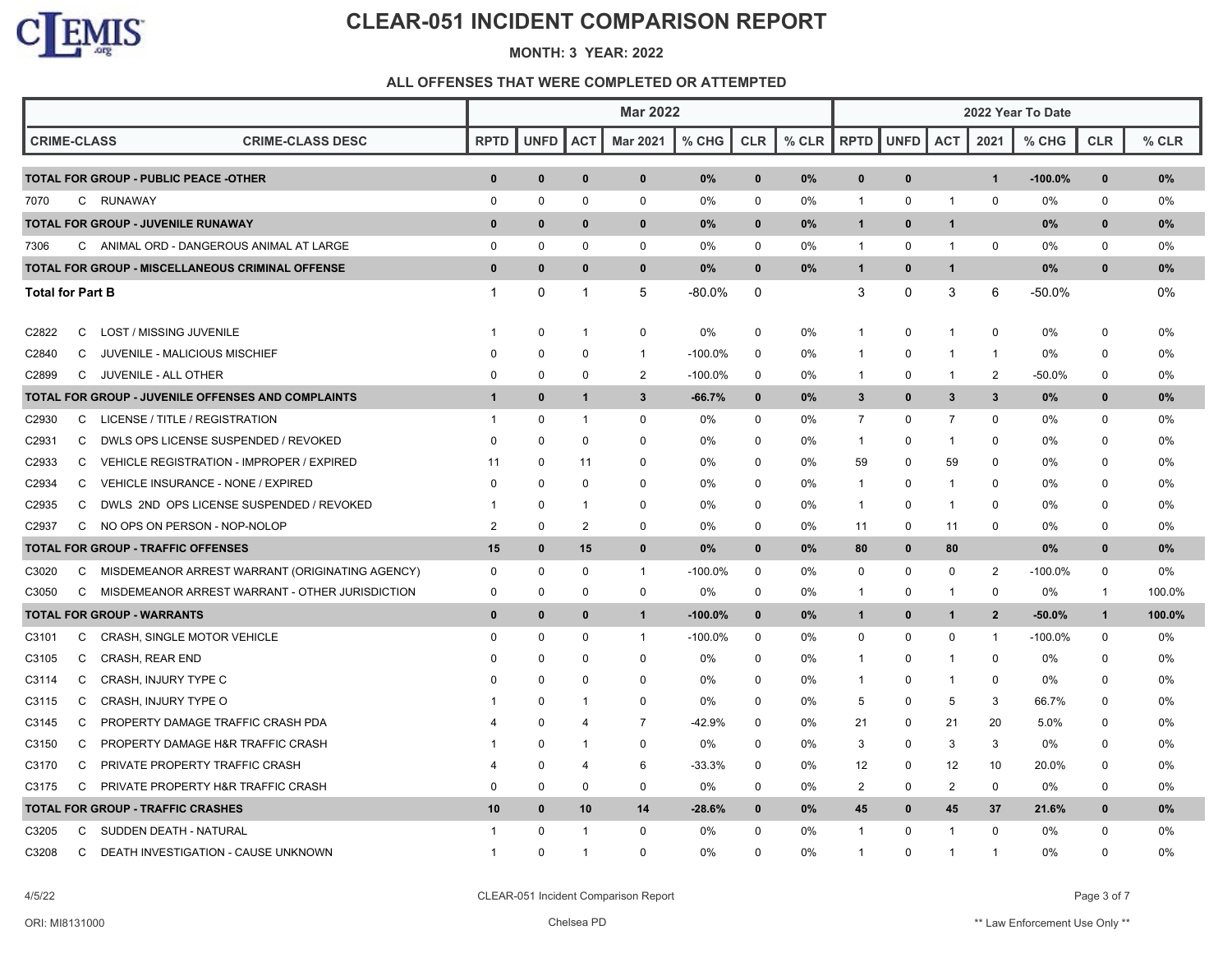# CLEAR-051 INCIDENT COMPARISON REPORT

**MONTH: 3 YEAR: 2022**

**ALL OFFENSES THAT WERE COMPLETED OR ATTEMPTED**

| | | | Mar 2022 | | | | | | | 2022 Year To Date | | | | | | |
|---|---|---|---|---|---|---|---|---|---|---|---|---|---|---|---|---|
| **CRIME-CLASS** | **CRIME-CLASS DESC** | **RPTD** | **UNFD** | **ACT** | **Mar 2021** | **% CHG** | **CLR** | **% CLR** | **RPTD** | **UNFD** | **ACT** | **2021** | **% CHG** | **CLR** | **% CLR** |
| **TOTAL FOR GROUP - PUBLIC PEACE -OTHER** | | **0** | **0** | **0** | **0** | **0%** | **0** | **0%** | **0** | **0** | | **1** | **-100.0%** | **0** | **0%** |
| 7070 C | RUNAWAY | 0 | 0 | 0 | 0 | 0% | 0 | 0% | 1 | 0 | 1 | 0 | 0% | 0 | 0% |
| **TOTAL FOR GROUP - JUVENILE RUNAWAY** | | **0** | **0** | **0** | **0** | **0%** | **0** | **0%** | **1** | **0** | **1** | | **0%** | **0** | **0%** |
| 7306 C | ANIMAL ORD - DANGEROUS ANIMAL AT LARGE | 0 | 0 | 0 | 0 | 0% | 0 | 0% | 1 | 0 | 1 | 0 | 0% | 0 | 0% |
| **TOTAL FOR GROUP - MISCELLANEOUS CRIMINAL OFFENSE** | | **0** | **0** | **0** | **0** | **0%** | **0** | **0%** | **1** | **0** | **1** | | **0%** | **0** | **0%** |
| **Total for Part B** | | 1 | 0 | 1 | 5 | -80.0% | 0 | | 3 | 0 | 3 | 6 | -50.0% | | 0% |
| C2822 C | LOST / MISSING JUVENILE | 1 | 0 | 1 | 0 | 0% | 0 | 0% | 1 | 0 | 1 | 0 | 0% | 0 | 0% |
| C2840 C | JUVENILE - MALICIOUS MISCHIEF | 0 | 0 | 0 | 1 | -100.0% | 0 | 0% | 1 | 0 | 1 | 1 | 0% | 0 | 0% |
| C2899 C | JUVENILE - ALL OTHER | 0 | 0 | 0 | 2 | -100.0% | 0 | 0% | 1 | 0 | 1 | 2 | -50.0% | 0 | 0% |
| **TOTAL FOR GROUP - JUVENILE OFFENSES AND COMPLAINTS** | | **1** | **0** | **1** | **3** | **-66.7%** | **0** | **0%** | **3** | **0** | **3** | **3** | **0%** | **0** | **0%** |
| C2930 C | LICENSE / TITLE / REGISTRATION | 1 | 0 | 1 | 0 | 0% | 0 | 0% | 7 | 0 | 7 | 0 | 0% | 0 | 0% |
| C2931 C | DWLS OPS LICENSE SUSPENDED / REVOKED | 0 | 0 | 0 | 0 | 0% | 0 | 0% | 1 | 0 | 1 | 0 | 0% | 0 | 0% |
| C2933 C | VEHICLE REGISTRATION - IMPROPER / EXPIRED | 11 | 0 | 11 | 0 | 0% | 0 | 0% | 59 | 0 | 59 | 0 | 0% | 0 | 0% |
| C2934 C | VEHICLE INSURANCE - NONE / EXPIRED | 0 | 0 | 0 | 0 | 0% | 0 | 0% | 1 | 0 | 1 | 0 | 0% | 0 | 0% |
| C2935 C | DWLS 2ND OPS LICENSE SUSPENDED / REVOKED | 1 | 0 | 1 | 0 | 0% | 0 | 0% | 1 | 0 | 1 | 0 | 0% | 0 | 0% |
| C2937 C | NO OPS ON PERSON - NOP-NOLOP | 2 | 0 | 2 | 0 | 0% | 0 | 0% | 11 | 0 | 11 | 0 | 0% | 0 | 0% |
| **TOTAL FOR GROUP - TRAFFIC OFFENSES** | | **15** | **0** | **15** | **0** | **0%** | **0** | **0%** | **80** | **0** | **80** | | **0%** | **0** | **0%** |
| C3020 C | MISDEMEANOR ARREST WARRANT (ORIGINATING AGENCY) | 0 | 0 | 0 | 1 | -100.0% | 0 | 0% | 0 | 0 | 0 | 2 | -100.0% | 0 | 0% |
| C3050 C | MISDEMEANOR ARREST WARRANT - OTHER JURISDICTION | 0 | 0 | 0 | 0 | 0% | 0 | 0% | 1 | 0 | 1 | 0 | 0% | 1 | 100.0% |
| **TOTAL FOR GROUP - WARRANTS** | | **0** | **0** | **0** | **1** | **-100.0%** | **0** | **0%** | **1** | **0** | **1** | **2** | **-50.0%** | **1** | **100.0%** |
| C3101 C | CRASH, SINGLE MOTOR VEHICLE | 0 | 0 | 0 | 1 | -100.0% | 0 | 0% | 0 | 0 | 0 | 1 | -100.0% | 0 | 0% |
| C3105 C | CRASH, REAR END | 0 | 0 | 0 | 0 | 0% | 0 | 0% | 1 | 0 | 1 | 0 | 0% | 0 | 0% |
| C3114 C | CRASH, INJURY TYPE C | 0 | 0 | 0 | 0 | 0% | 0 | 0% | 1 | 0 | 1 | 0 | 0% | 0 | 0% |
| C3115 C | CRASH, INJURY TYPE O | 1 | 0 | 1 | 0 | 0% | 0 | 0% | 5 | 0 | 5 | 3 | 66.7% | 0 | 0% |
| C3145 C | PROPERTY DAMAGE TRAFFIC CRASH PDA | 4 | 0 | 4 | 7 | -42.9% | 0 | 0% | 21 | 0 | 21 | 20 | 5.0% | 0 | 0% |
| C3150 C | PROPERTY DAMAGE H&R TRAFFIC CRASH | 1 | 0 | 1 | 0 | 0% | 0 | 0% | 3 | 0 | 3 | 3 | 0% | 0 | 0% |
| C3170 C | PRIVATE PROPERTY TRAFFIC CRASH | 4 | 0 | 4 | 6 | -33.3% | 0 | 0% | 12 | 0 | 12 | 10 | 20.0% | 0 | 0% |
| C3175 C | PRIVATE PROPERTY H&R TRAFFIC CRASH | 0 | 0 | 0 | 0 | 0% | 0 | 0% | 2 | 0 | 2 | 0 | 0% | 0 | 0% |
| **TOTAL FOR GROUP - TRAFFIC CRASHES** | | **10** | **0** | **10** | **14** | **-28.6%** | **0** | **0%** | **45** | **0** | **45** | **37** | **21.6%** | **0** | **0%** |
| C3205 C | SUDDEN DEATH - NATURAL | 1 | 0 | 1 | 0 | 0% | 0 | 0% | 1 | 0 | 1 | 0 | 0% | 0 | 0% |
| C3208 C | DEATH INVESTIGATION - CAUSE UNKNOWN | 1 | 0 | 1 | 0 | 0% | 0 | 0% | 1 | 0 | 1 | 1 | 0% | 0 | 0% |

4/5/22 — ORI: MI8131000 — Chelsea PD — ** Law Enforcement Use Only **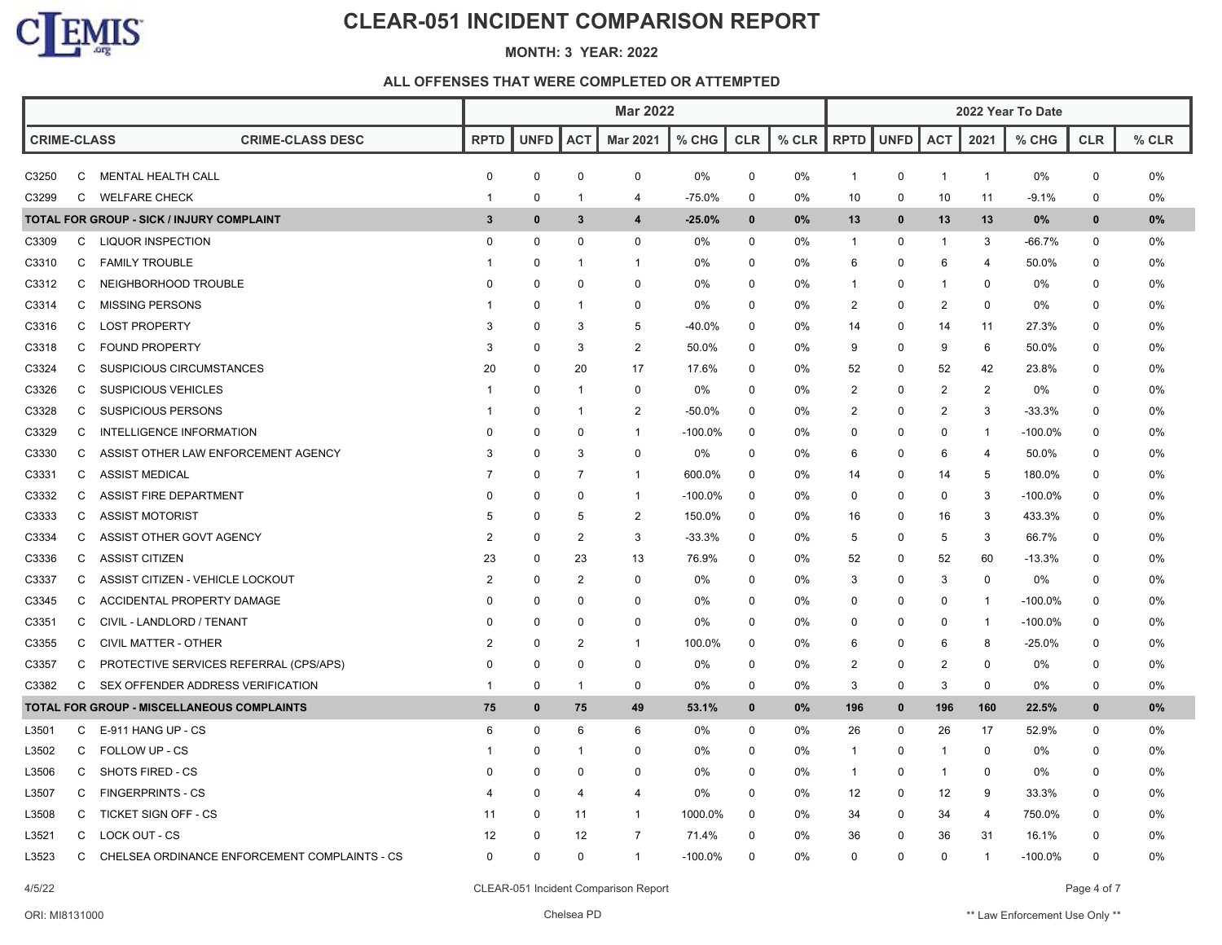# CLEAR-051 INCIDENT COMPARISON REPORT

**MONTH: 3 YEAR: 2022**

**ALL OFFENSES THAT WERE COMPLETED OR ATTEMPTED**

| | | | Mar 2022 | | | | | | | 2022 Year To Date | | | | | | |
|---|---|---|---|---|---|---|---|---|---|---|---|---|---|---|---|---|
| CRIME-CLASS | | CRIME-CLASS DESC | RPTD | UNFD | ACT | Mar 2021 | % CHG | CLR | % CLR | RPTD | UNFD | ACT | 2021 | % CHG | CLR | % CLR |
| C3250 | C | MENTAL HEALTH CALL | 0 | 0 | 0 | 0 | 0% | 0 | 0% | 1 | 0 | 1 | 1 | 0% | 0 | 0% |
| C3299 | C | WELFARE CHECK | 1 | 0 | 1 | 4 | -75.0% | 0 | 0% | 10 | 0 | 10 | 11 | -9.1% | 0 | 0% |
| **TOTAL FOR GROUP - SICK / INJURY COMPLAINT** | | | **3** | **0** | **3** | **4** | **-25.0%** | **0** | **0%** | **13** | **0** | **13** | **13** | **0%** | **0** | **0%** |
| C3309 | C | LIQUOR INSPECTION | 0 | 0 | 0 | 0 | 0% | 0 | 0% | 1 | 0 | 1 | 3 | -66.7% | 0 | 0% |
| C3310 | C | FAMILY TROUBLE | 1 | 0 | 1 | 1 | 0% | 0 | 0% | 6 | 0 | 6 | 4 | 50.0% | 0 | 0% |
| C3312 | C | NEIGHBORHOOD TROUBLE | 0 | 0 | 0 | 0 | 0% | 0 | 0% | 1 | 0 | 1 | 0 | 0% | 0 | 0% |
| C3314 | C | MISSING PERSONS | 1 | 0 | 1 | 0 | 0% | 0 | 0% | 2 | 0 | 2 | 0 | 0% | 0 | 0% |
| C3316 | C | LOST PROPERTY | 3 | 0 | 3 | 5 | -40.0% | 0 | 0% | 14 | 0 | 14 | 11 | 27.3% | 0 | 0% |
| C3318 | C | FOUND PROPERTY | 3 | 0 | 3 | 2 | 50.0% | 0 | 0% | 9 | 0 | 9 | 6 | 50.0% | 0 | 0% |
| C3324 | C | SUSPICIOUS CIRCUMSTANCES | 20 | 0 | 20 | 17 | 17.6% | 0 | 0% | 52 | 0 | 52 | 42 | 23.8% | 0 | 0% |
| C3326 | C | SUSPICIOUS VEHICLES | 1 | 0 | 1 | 0 | 0% | 0 | 0% | 2 | 0 | 2 | 2 | 0% | 0 | 0% |
| C3328 | C | SUSPICIOUS PERSONS | 1 | 0 | 1 | 2 | -50.0% | 0 | 0% | 2 | 0 | 2 | 3 | -33.3% | 0 | 0% |
| C3329 | C | INTELLIGENCE INFORMATION | 0 | 0 | 0 | 1 | -100.0% | 0 | 0% | 0 | 0 | 0 | 1 | -100.0% | 0 | 0% |
| C3330 | C | ASSIST OTHER LAW ENFORCEMENT AGENCY | 3 | 0 | 3 | 0 | 0% | 0 | 0% | 6 | 0 | 6 | 4 | 50.0% | 0 | 0% |
| C3331 | C | ASSIST MEDICAL | 7 | 0 | 7 | 1 | 600.0% | 0 | 0% | 14 | 0 | 14 | 5 | 180.0% | 0 | 0% |
| C3332 | C | ASSIST FIRE DEPARTMENT | 0 | 0 | 0 | 1 | -100.0% | 0 | 0% | 0 | 0 | 0 | 3 | -100.0% | 0 | 0% |
| C3333 | C | ASSIST MOTORIST | 5 | 0 | 5 | 2 | 150.0% | 0 | 0% | 16 | 0 | 16 | 3 | 433.3% | 0 | 0% |
| C3334 | C | ASSIST OTHER GOVT AGENCY | 2 | 0 | 2 | 3 | -33.3% | 0 | 0% | 5 | 0 | 5 | 3 | 66.7% | 0 | 0% |
| C3336 | C | ASSIST CITIZEN | 23 | 0 | 23 | 13 | 76.9% | 0 | 0% | 52 | 0 | 52 | 60 | -13.3% | 0 | 0% |
| C3337 | C | ASSIST CITIZEN - VEHICLE LOCKOUT | 2 | 0 | 2 | 0 | 0% | 0 | 0% | 3 | 0 | 3 | 0 | 0% | 0 | 0% |
| C3345 | C | ACCIDENTAL PROPERTY DAMAGE | 0 | 0 | 0 | 0 | 0% | 0 | 0% | 0 | 0 | 0 | 1 | -100.0% | 0 | 0% |
| C3351 | C | CIVIL - LANDLORD / TENANT | 0 | 0 | 0 | 0 | 0% | 0 | 0% | 0 | 0 | 0 | 1 | -100.0% | 0 | 0% |
| C3355 | C | CIVIL MATTER - OTHER | 2 | 0 | 2 | 1 | 100.0% | 0 | 0% | 6 | 0 | 6 | 8 | -25.0% | 0 | 0% |
| C3357 | C | PROTECTIVE SERVICES REFERRAL (CPS/APS) | 0 | 0 | 0 | 0 | 0% | 0 | 0% | 2 | 0 | 2 | 0 | 0% | 0 | 0% |
| C3382 | C | SEX OFFENDER ADDRESS VERIFICATION | 1 | 0 | 1 | 0 | 0% | 0 | 0% | 3 | 0 | 3 | 0 | 0% | 0 | 0% |
| **TOTAL FOR GROUP - MISCELLANEOUS COMPLAINTS** | | | **75** | **0** | **75** | **49** | **53.1%** | **0** | **0%** | **196** | **0** | **196** | **160** | **22.5%** | **0** | **0%** |
| L3501 | C | E-911 HANG UP - CS | 6 | 0 | 6 | 6 | 0% | 0 | 0% | 26 | 0 | 26 | 17 | 52.9% | 0 | 0% |
| L3502 | C | FOLLOW UP - CS | 1 | 0 | 1 | 0 | 0% | 0 | 0% | 1 | 0 | 1 | 0 | 0% | 0 | 0% |
| L3506 | C | SHOTS FIRED - CS | 0 | 0 | 0 | 0 | 0% | 0 | 0% | 1 | 0 | 1 | 0 | 0% | 0 | 0% |
| L3507 | C | FINGERPRINTS - CS | 4 | 0 | 4 | 4 | 0% | 0 | 0% | 12 | 0 | 12 | 9 | 33.3% | 0 | 0% |
| L3508 | C | TICKET SIGN OFF - CS | 11 | 0 | 11 | 1 | 1000.0% | 0 | 0% | 34 | 0 | 34 | 4 | 750.0% | 0 | 0% |
| L3521 | C | LOCK OUT - CS | 12 | 0 | 12 | 7 | 71.4% | 0 | 0% | 36 | 0 | 36 | 31 | 16.1% | 0 | 0% |
| L3523 | C | CHELSEA ORDINANCE ENFORCEMENT COMPLAINTS - CS | 0 | 0 | 0 | 1 | -100.0% | 0 | 0% | 0 | 0 | 0 | 1 | -100.0% | 0 | 0% |

4/5/22

ORI: MI8131000 Chelsea PD ** Law Enforcement Use Only **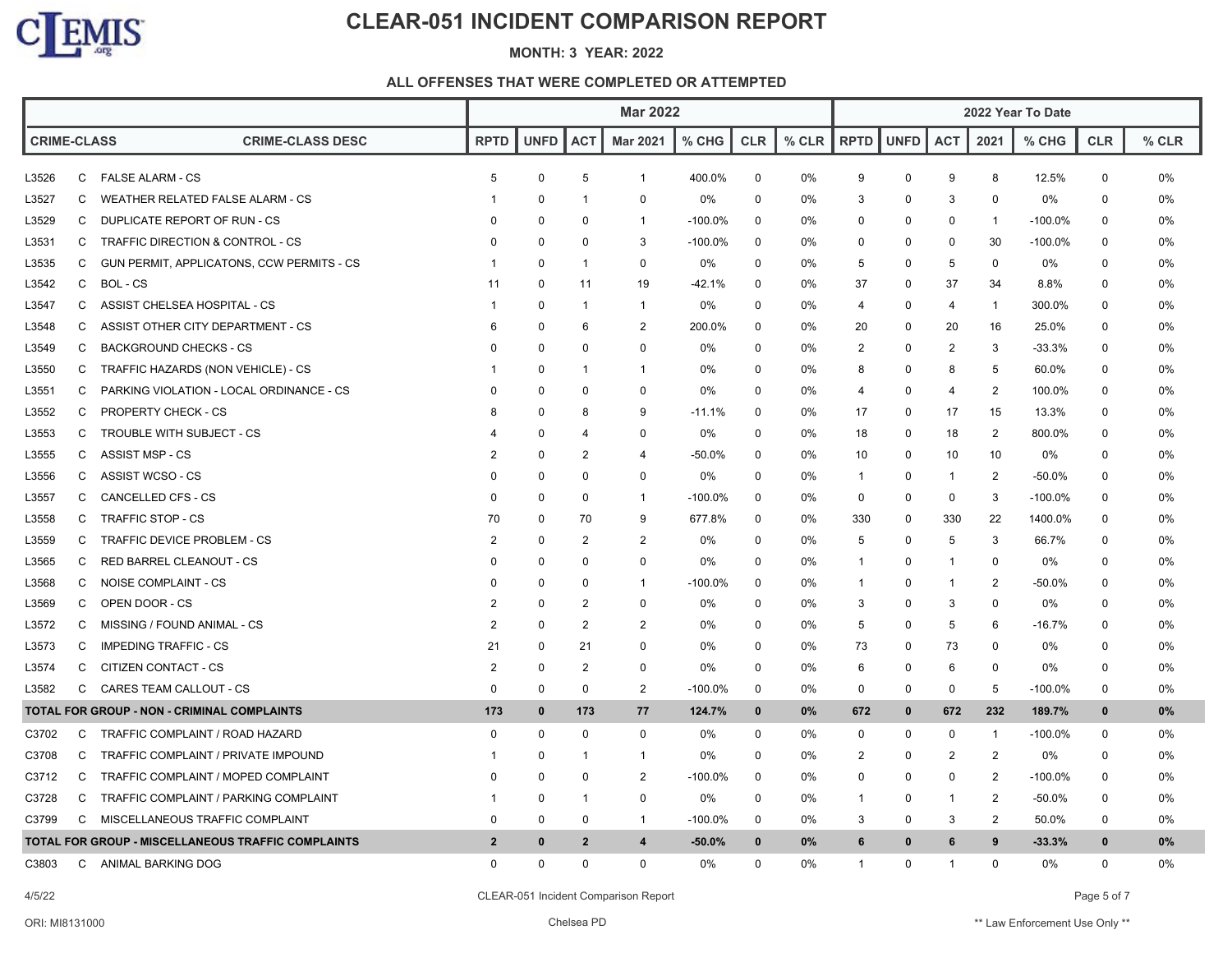# CLEAR-051 INCIDENT COMPARISON REPORT

**MONTH: 3 YEAR: 2022**

**ALL OFFENSES THAT WERE COMPLETED OR ATTEMPTED**

| | | | Mar 2022 | | | | | | | 2022 Year To Date | | | | | | |
|---|---|---|---|---|---|---|---|---|---|---|---|---|---|---|---|---|
| CRIME-CLASS | | CRIME-CLASS DESC | RPTD | UNFD | ACT | Mar 2021 | % CHG | CLR | % CLR | RPTD | UNFD | ACT | 2021 | % CHG | CLR | % CLR |
| L3526 | C | FALSE ALARM - CS | 5 | 0 | 5 | 1 | 400.0% | 0 | 0% | 9 | 0 | 9 | 8 | 12.5% | 0 | 0% |
| L3527 | C | WEATHER RELATED FALSE ALARM - CS | 1 | 0 | 1 | 0 | 0% | 0 | 0% | 3 | 0 | 3 | 0 | 0% | 0 | 0% |
| L3529 | C | DUPLICATE REPORT OF RUN - CS | 0 | 0 | 0 | 1 | -100.0% | 0 | 0% | 0 | 0 | 0 | 1 | -100.0% | 0 | 0% |
| L3531 | C | TRAFFIC DIRECTION & CONTROL - CS | 0 | 0 | 0 | 3 | -100.0% | 0 | 0% | 0 | 0 | 0 | 30 | -100.0% | 0 | 0% |
| L3535 | C | GUN PERMIT, APPLICATONS, CCW PERMITS - CS | 1 | 0 | 1 | 0 | 0% | 0 | 0% | 5 | 0 | 5 | 0 | 0% | 0 | 0% |
| L3542 | C | BOL - CS | 11 | 0 | 11 | 19 | -42.1% | 0 | 0% | 37 | 0 | 37 | 34 | 8.8% | 0 | 0% |
| L3547 | C | ASSIST CHELSEA HOSPITAL - CS | 1 | 0 | 1 | 1 | 0% | 0 | 0% | 4 | 0 | 4 | 1 | 300.0% | 0 | 0% |
| L3548 | C | ASSIST OTHER CITY DEPARTMENT - CS | 6 | 0 | 6 | 2 | 200.0% | 0 | 0% | 20 | 0 | 20 | 16 | 25.0% | 0 | 0% |
| L3549 | C | BACKGROUND CHECKS - CS | 0 | 0 | 0 | 0 | 0% | 0 | 0% | 2 | 0 | 2 | 3 | -33.3% | 0 | 0% |
| L3550 | C | TRAFFIC HAZARDS (NON VEHICLE) - CS | 1 | 0 | 1 | 1 | 0% | 0 | 0% | 8 | 0 | 8 | 5 | 60.0% | 0 | 0% |
| L3551 | C | PARKING VIOLATION - LOCAL ORDINANCE - CS | 0 | 0 | 0 | 0 | 0% | 0 | 0% | 4 | 0 | 4 | 2 | 100.0% | 0 | 0% |
| L3552 | C | PROPERTY CHECK - CS | 8 | 0 | 8 | 9 | -11.1% | 0 | 0% | 17 | 0 | 17 | 15 | 13.3% | 0 | 0% |
| L3553 | C | TROUBLE WITH SUBJECT - CS | 4 | 0 | 4 | 0 | 0% | 0 | 0% | 18 | 0 | 18 | 2 | 800.0% | 0 | 0% |
| L3555 | C | ASSIST MSP - CS | 2 | 0 | 2 | 4 | -50.0% | 0 | 0% | 10 | 0 | 10 | 10 | 0% | 0 | 0% |
| L3556 | C | ASSIST WCSO - CS | 0 | 0 | 0 | 0 | 0% | 0 | 0% | 1 | 0 | 1 | 2 | -50.0% | 0 | 0% |
| L3557 | C | CANCELLED CFS - CS | 0 | 0 | 0 | 1 | -100.0% | 0 | 0% | 0 | 0 | 0 | 3 | -100.0% | 0 | 0% |
| L3558 | C | TRAFFIC STOP - CS | 70 | 0 | 70 | 9 | 677.8% | 0 | 0% | 330 | 0 | 330 | 22 | 1400.0% | 0 | 0% |
| L3559 | C | TRAFFIC DEVICE PROBLEM - CS | 2 | 0 | 2 | 2 | 0% | 0 | 0% | 5 | 0 | 5 | 3 | 66.7% | 0 | 0% |
| L3565 | C | RED BARREL CLEANOUT - CS | 0 | 0 | 0 | 0 | 0% | 0 | 0% | 1 | 0 | 1 | 0 | 0% | 0 | 0% |
| L3568 | C | NOISE COMPLAINT - CS | 0 | 0 | 0 | 1 | -100.0% | 0 | 0% | 1 | 0 | 1 | 2 | -50.0% | 0 | 0% |
| L3569 | C | OPEN DOOR - CS | 2 | 0 | 2 | 0 | 0% | 0 | 0% | 3 | 0 | 3 | 0 | 0% | 0 | 0% |
| L3572 | C | MISSING / FOUND ANIMAL - CS | 2 | 0 | 2 | 2 | 0% | 0 | 0% | 5 | 0 | 5 | 6 | -16.7% | 0 | 0% |
| L3573 | C | IMPEDING TRAFFIC - CS | 21 | 0 | 21 | 0 | 0% | 0 | 0% | 73 | 0 | 73 | 0 | 0% | 0 | 0% |
| L3574 | C | CITIZEN CONTACT - CS | 2 | 0 | 2 | 0 | 0% | 0 | 0% | 6 | 0 | 6 | 0 | 0% | 0 | 0% |
| L3582 | C | CARES TEAM CALLOUT - CS | 0 | 0 | 0 | 2 | -100.0% | 0 | 0% | 0 | 0 | 0 | 5 | -100.0% | 0 | 0% |
| **TOTAL FOR GROUP - NON - CRIMINAL COMPLAINTS** | | | **173** | **0** | **173** | **77** | **124.7%** | **0** | **0%** | **672** | **0** | **672** | **232** | **189.7%** | **0** | **0%** |
| C3702 | C | TRAFFIC COMPLAINT / ROAD HAZARD | 0 | 0 | 0 | 0 | 0% | 0 | 0% | 0 | 0 | 0 | 1 | -100.0% | 0 | 0% |
| C3708 | C | TRAFFIC COMPLAINT / PRIVATE IMPOUND | 1 | 0 | 1 | 1 | 0% | 0 | 0% | 2 | 0 | 2 | 2 | 0% | 0 | 0% |
| C3712 | C | TRAFFIC COMPLAINT / MOPED COMPLAINT | 0 | 0 | 0 | 2 | -100.0% | 0 | 0% | 0 | 0 | 0 | 2 | -100.0% | 0 | 0% |
| C3728 | C | TRAFFIC COMPLAINT / PARKING COMPLAINT | 1 | 0 | 1 | 0 | 0% | 0 | 0% | 1 | 0 | 1 | 2 | -50.0% | 0 | 0% |
| C3799 | C | MISCELLANEOUS TRAFFIC COMPLAINT | 0 | 0 | 0 | 1 | -100.0% | 0 | 0% | 3 | 0 | 3 | 2 | 50.0% | 0 | 0% |
| **TOTAL FOR GROUP - MISCELLANEOUS TRAFFIC COMPLAINTS** | | | **2** | **0** | **2** | **4** | **-50.0%** | **0** | **0%** | **6** | **0** | **6** | **9** | **-33.3%** | **0** | **0%** |
| C3803 | C | ANIMAL BARKING DOG | 0 | 0 | 0 | 0 | 0% | 0 | 0% | 1 | 0 | 1 | 0 | 0% | 0 | 0% |

4/5/22 CLEAR-051 Incident Comparison Report

ORI: MI8131000 Chelsea PD ** Law Enforcement Use Only **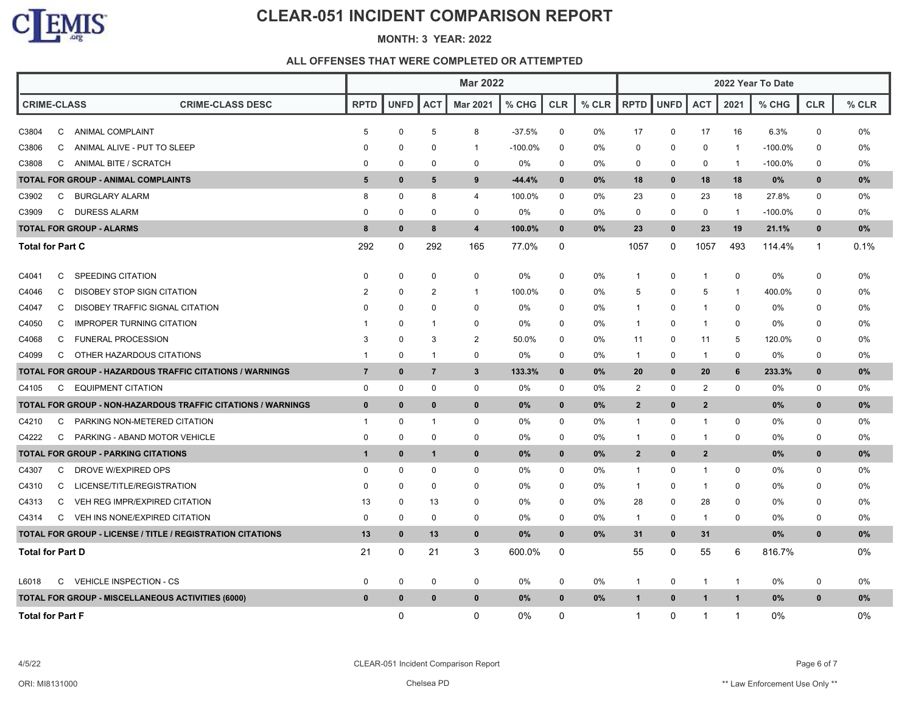# CLEAR-051 INCIDENT COMPARISON REPORT

**MONTH: 3 YEAR: 2022**

**ALL OFFENSES THAT WERE COMPLETED OR ATTEMPTED**

| | | | Mar 2022 | | | | | | | 2022 Year To Date | | | | | | |
|---|---|---|---|---|---|---|---|---|---|---|---|---|---|---|---|---|
| **CRIME-CLASS** | | **CRIME-CLASS DESC** | **RPTD** | **UNFD** | **ACT** | **Mar 2021** | **% CHG** | **CLR** | **% CLR** | **RPTD** | **UNFD** | **ACT** | **2021** | **% CHG** | **CLR** | **% CLR** |
| C3804 | C | ANIMAL COMPLAINT | 5 | 0 | 5 | 8 | -37.5% | 0 | 0% | 17 | 0 | 17 | 16 | 6.3% | 0 | 0% |
| C3806 | C | ANIMAL ALIVE - PUT TO SLEEP | 0 | 0 | 0 | 1 | -100.0% | 0 | 0% | 0 | 0 | 0 | 1 | -100.0% | 0 | 0% |
| C3808 | C | ANIMAL BITE / SCRATCH | 0 | 0 | 0 | 0 | 0% | 0 | 0% | 0 | 0 | 0 | 1 | -100.0% | 0 | 0% |
| **TOTAL FOR GROUP - ANIMAL COMPLAINTS** | | | **5** | **0** | **5** | **9** | **-44.4%** | **0** | **0%** | **18** | **0** | **18** | **18** | **0%** | **0** | **0%** |
| C3902 | C | BURGLARY ALARM | 8 | 0 | 8 | 4 | 100.0% | 0 | 0% | 23 | 0 | 23 | 18 | 27.8% | 0 | 0% |
| C3909 | C | DURESS ALARM | 0 | 0 | 0 | 0 | 0% | 0 | 0% | 0 | 0 | 0 | 1 | -100.0% | 0 | 0% |
| **TOTAL FOR GROUP - ALARMS** | | | **8** | **0** | **8** | **4** | **100.0%** | **0** | **0%** | **23** | **0** | **23** | **19** | **21.1%** | **0** | **0%** |
| **Total for Part C** | | | 292 | 0 | 292 | 165 | 77.0% | 0 | | 1057 | 0 | 1057 | 493 | 114.4% | 1 | 0.1% |
| C4041 | C | SPEEDING CITATION | 0 | 0 | 0 | 0 | 0% | 0 | 0% | 1 | 0 | 1 | 0 | 0% | 0 | 0% |
| C4046 | C | DISOBEY STOP SIGN CITATION | 2 | 0 | 2 | 1 | 100.0% | 0 | 0% | 5 | 0 | 5 | 1 | 400.0% | 0 | 0% |
| C4047 | C | DISOBEY TRAFFIC SIGNAL CITATION | 0 | 0 | 0 | 0 | 0% | 0 | 0% | 1 | 0 | 1 | 0 | 0% | 0 | 0% |
| C4050 | C | IMPROPER TURNING CITATION | 1 | 0 | 1 | 0 | 0% | 0 | 0% | 1 | 0 | 1 | 0 | 0% | 0 | 0% |
| C4068 | C | FUNERAL PROCESSION | 3 | 0 | 3 | 2 | 50.0% | 0 | 0% | 11 | 0 | 11 | 5 | 120.0% | 0 | 0% |
| C4099 | C | OTHER HAZARDOUS CITATIONS | 1 | 0 | 1 | 0 | 0% | 0 | 0% | 1 | 0 | 1 | 0 | 0% | 0 | 0% |
| **TOTAL FOR GROUP - HAZARDOUS TRAFFIC CITATIONS / WARNINGS** | | | **7** | **0** | **7** | **3** | **133.3%** | **0** | **0%** | **20** | **0** | **20** | **6** | **233.3%** | **0** | **0%** |
| C4105 | C | EQUIPMENT CITATION | 0 | 0 | 0 | 0 | 0% | 0 | 0% | 2 | 0 | 2 | 0 | 0% | 0 | 0% |
| **TOTAL FOR GROUP - NON-HAZARDOUS TRAFFIC CITATIONS / WARNINGS** | | | **0** | **0** | **0** | **0** | **0%** | **0** | **0%** | **2** | **0** | **2** | | **0%** | **0** | **0%** |
| C4210 | C | PARKING NON-METERED CITATION | 1 | 0 | 1 | 0 | 0% | 0 | 0% | 1 | 0 | 1 | 0 | 0% | 0 | 0% |
| C4222 | C | PARKING - ABAND MOTOR VEHICLE | 0 | 0 | 0 | 0 | 0% | 0 | 0% | 1 | 0 | 1 | 0 | 0% | 0 | 0% |
| **TOTAL FOR GROUP - PARKING CITATIONS** | | | **1** | **0** | **1** | **0** | **0%** | **0** | **0%** | **2** | **0** | **2** | | **0%** | **0** | **0%** |
| C4307 | C | DROVE W/EXPIRED OPS | 0 | 0 | 0 | 0 | 0% | 0 | 0% | 1 | 0 | 1 | 0 | 0% | 0 | 0% |
| C4310 | C | LICENSE/TITLE/REGISTRATION | 0 | 0 | 0 | 0 | 0% | 0 | 0% | 1 | 0 | 1 | 0 | 0% | 0 | 0% |
| C4313 | C | VEH REG IMPR/EXPIRED CITATION | 13 | 0 | 13 | 0 | 0% | 0 | 0% | 28 | 0 | 28 | 0 | 0% | 0 | 0% |
| C4314 | C | VEH INS NONE/EXPIRED CITATION | 0 | 0 | 0 | 0 | 0% | 0 | 0% | 1 | 0 | 1 | 0 | 0% | 0 | 0% |
| **TOTAL FOR GROUP - LICENSE / TITLE / REGISTRATION CITATIONS** | | | **13** | **0** | **13** | **0** | **0%** | **0** | **0%** | **31** | **0** | **31** | | **0%** | **0** | **0%** |
| **Total for Part D** | | | 21 | 0 | 21 | 3 | 600.0% | 0 | | 55 | 0 | 55 | 6 | 816.7% | | 0% |
| L6018 | C | VEHICLE INSPECTION - CS | 0 | 0 | 0 | 0 | 0% | 0 | 0% | 1 | 0 | 1 | 1 | 0% | 0 | 0% |
| **TOTAL FOR GROUP - MISCELLANEOUS ACTIVITIES (6000)** | | | **0** | **0** | **0** | **0** | **0%** | **0** | **0%** | **1** | **0** | **1** | **1** | **0%** | **0** | **0%** |
| **Total for Part F** | | | | 0 | | 0 | 0% | 0 | | 1 | 0 | 1 | 1 | 0% | | 0% |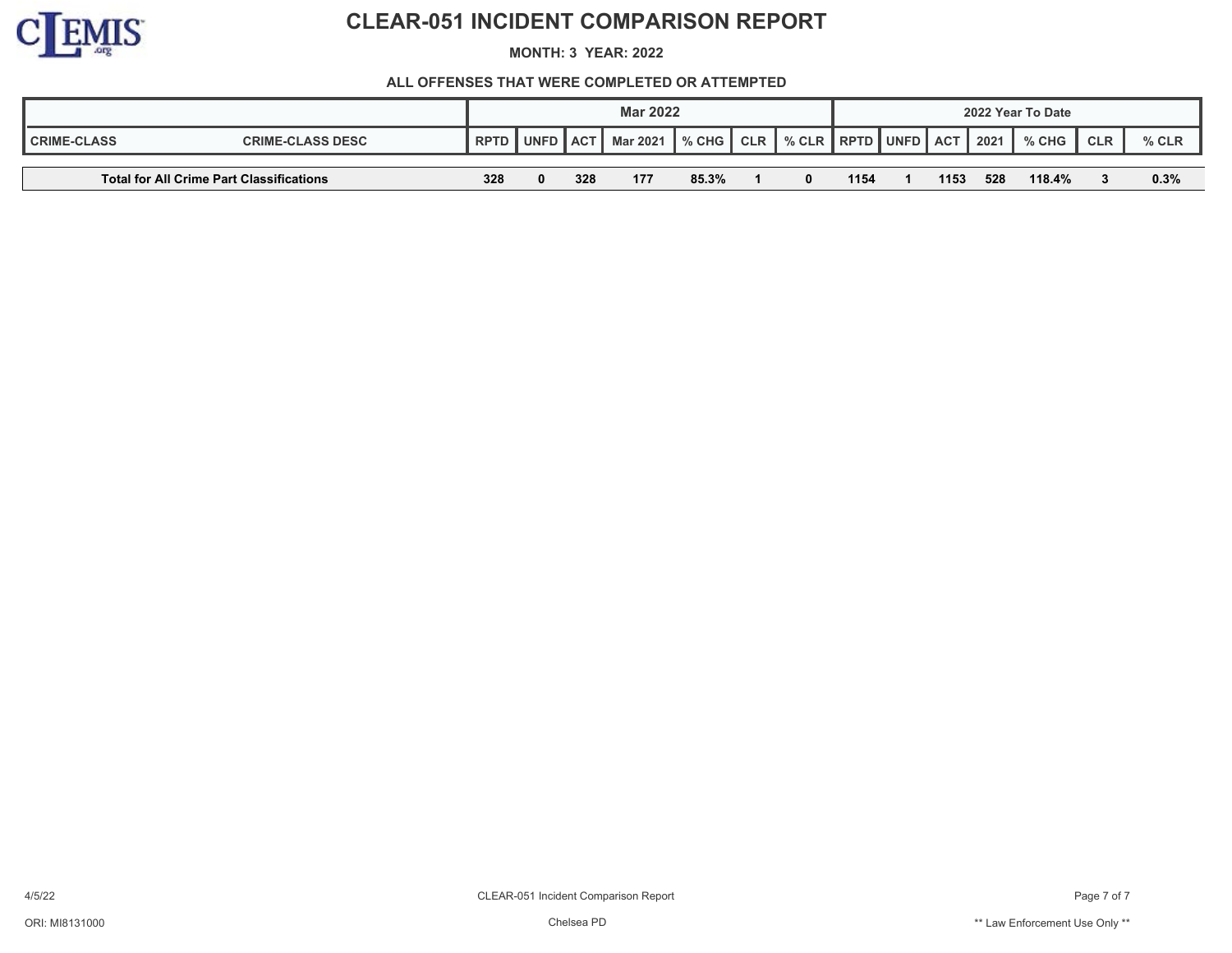# CLEAR-051 INCIDENT COMPARISON REPORT

**MONTH: 3 YEAR: 2022**

**ALL OFFENSES THAT WERE COMPLETED OR ATTEMPTED**

| | | Mar 2022 | | | | | | | 2022 Year To Date | | | | | | |
|---|---|---|---|---|---|---|---|---|---|---|---|---|---|---|---|
| CRIME-CLASS | CRIME-CLASS DESC | RPTD | UNFD | ACT | Mar 2021 | % CHG | CLR | % CLR | RPTD | UNFD | ACT | 2021 | % CHG | CLR | % CLR |
| **Total for All Crime Part Classifications** | | **328** | **0** | **328** | **177** | **85.3%** | **1** | **0** | **1154** | **1** | **1153** | **528** | **118.4%** | **3** | **0.3%** |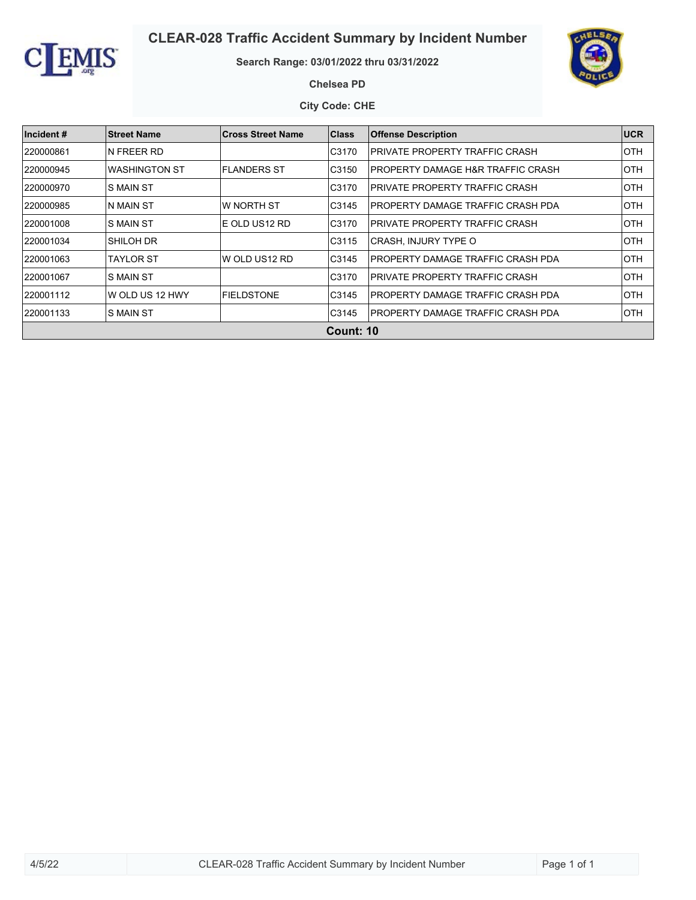# CLEAR-028 Traffic Accident Summary by Incident Number

**Search Range: 03/01/2022 thru 03/31/2022**

**Chelsea PD**

**City Code: CHE**

| Incident # | Street Name | Cross Street Name | Class | Offense Description | UCR |
|---|---|---|---|---|---|
| 220000861 | N FREER RD | | C3170 | PRIVATE PROPERTY TRAFFIC CRASH | OTH |
| 220000945 | WASHINGTON ST | FLANDERS ST | C3150 | PROPERTY DAMAGE H&R TRAFFIC CRASH | OTH |
| 220000970 | S MAIN ST | | C3170 | PRIVATE PROPERTY TRAFFIC CRASH | OTH |
| 220000985 | N MAIN ST | W NORTH ST | C3145 | PROPERTY DAMAGE TRAFFIC CRASH PDA | OTH |
| 220001008 | S MAIN ST | E OLD US12 RD | C3170 | PRIVATE PROPERTY TRAFFIC CRASH | OTH |
| 220001034 | SHILOH DR | | C3115 | CRASH, INJURY TYPE O | OTH |
| 220001063 | TAYLOR ST | W OLD US12 RD | C3145 | PROPERTY DAMAGE TRAFFIC CRASH PDA | OTH |
| 220001067 | S MAIN ST | | C3170 | PRIVATE PROPERTY TRAFFIC CRASH | OTH |
| 220001112 | W OLD US 12 HWY | FIELDSTONE | C3145 | PROPERTY DAMAGE TRAFFIC CRASH PDA | OTH |
| 220001133 | S MAIN ST | | C3145 | PROPERTY DAMAGE TRAFFIC CRASH PDA | OTH |
| **Count: 10** | | | | | |

4/5/22 CLEAR-028 Traffic Accident Summary by Incident Number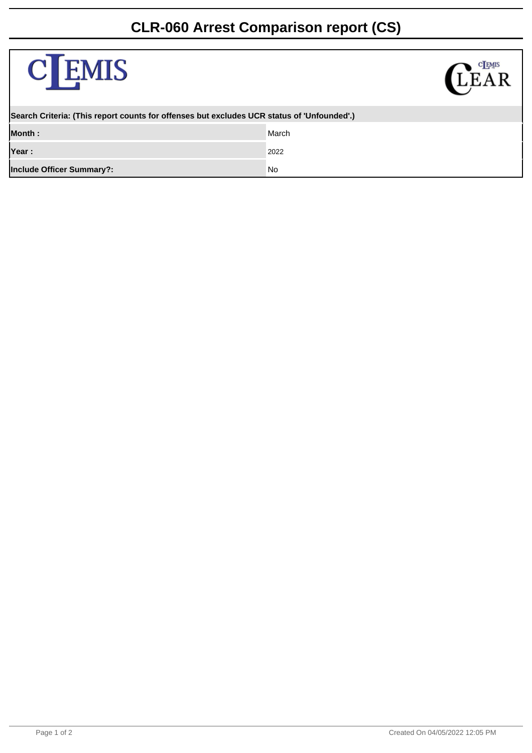# CLR-060 Arrest Comparison report (CS)

CLEMIS CLEAR

| Search Criteria: (This report counts for offenses but excludes UCR status of 'Unfounded'.) | |
|---|---|
| **Month :** | March |
| **Year :** | 2022 |
| **Include Officer Summary?:** | No |

Created On 04/05/2022 12:05 PM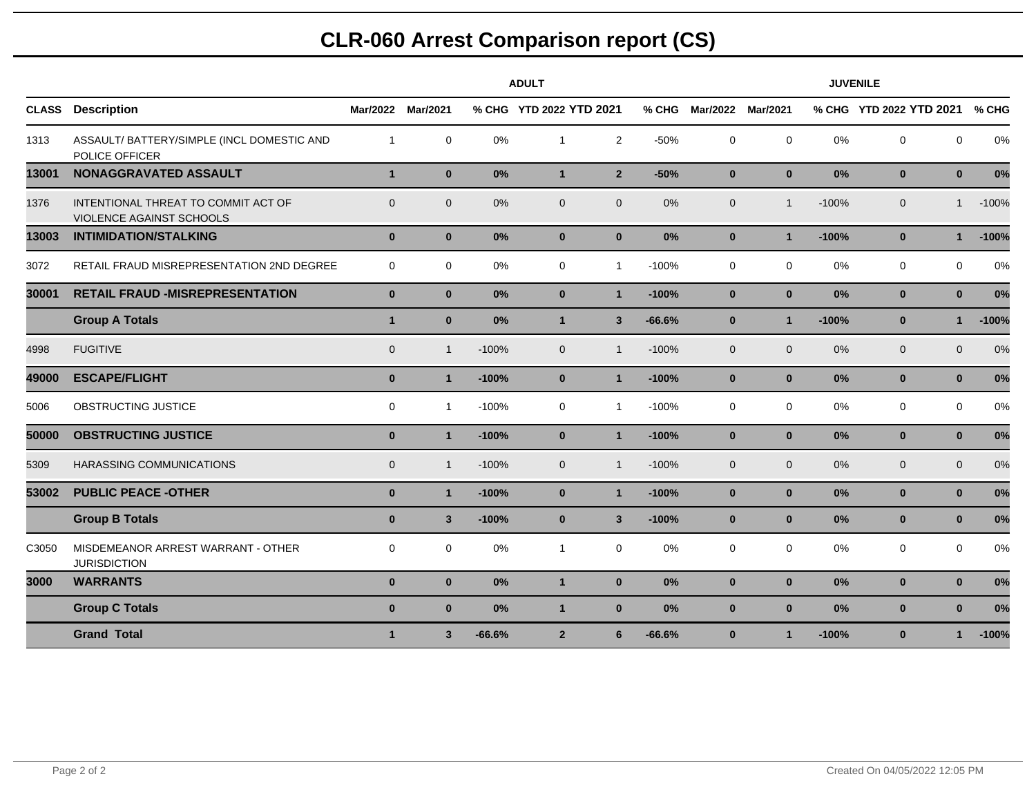# CLR-060 Arrest Comparison report (CS)

| | | ADULT | | | | | | JUVENILE | | | | | |
|---|---|---|---|---|---|---|---|---|---|---|---|---|---|
| **CLASS** | **Description** | **Mar/2022** | **Mar/2021** | **% CHG** | **YTD 2022** | **YTD 2021** | **% CHG** | **Mar/2022** | **Mar/2021** | **% CHG** | **YTD 2022** | **YTD 2021** | **% CHG** |
| 1313 | ASSAULT/ BATTERY/SIMPLE (INCL DOMESTIC AND POLICE OFFICER | 1 | 0 | 0% | 1 | 2 | -50% | 0 | 0 | 0% | 0 | 0 | 0% |
| **13001** | **NONAGGRAVATED ASSAULT** | **1** | **0** | **0%** | **1** | **2** | **-50%** | **0** | **0** | **0%** | **0** | **0** | **0%** |
| 1376 | INTENTIONAL THREAT TO COMMIT ACT OF VIOLENCE AGAINST SCHOOLS | 0 | 0 | 0% | 0 | 0 | 0% | 0 | 1 | -100% | 0 | 1 | -100% |
| **13003** | **INTIMIDATION/STALKING** | **0** | **0** | **0%** | **0** | **0** | **0%** | **0** | **1** | **-100%** | **0** | **1** | **-100%** |
| 3072 | RETAIL FRAUD MISREPRESENTATION 2ND DEGREE | 0 | 0 | 0% | 0 | 1 | -100% | 0 | 0 | 0% | 0 | 0 | 0% |
| **30001** | **RETAIL FRAUD -MISREPRESENTATION** | **0** | **0** | **0%** | **0** | **1** | **-100%** | **0** | **0** | **0%** | **0** | **0** | **0%** |
| | **Group A Totals** | **1** | **0** | **0%** | **1** | **3** | **-66.6%** | **0** | **1** | **-100%** | **0** | **1** | **-100%** |
| 4998 | FUGITIVE | 0 | 1 | -100% | 0 | 1 | -100% | 0 | 0 | 0% | 0 | 0 | 0% |
| **49000** | **ESCAPE/FLIGHT** | **0** | **1** | **-100%** | **0** | **1** | **-100%** | **0** | **0** | **0%** | **0** | **0** | **0%** |
| 5006 | OBSTRUCTING JUSTICE | 0 | 1 | -100% | 0 | 1 | -100% | 0 | 0 | 0% | 0 | 0 | 0% |
| **50000** | **OBSTRUCTING JUSTICE** | **0** | **1** | **-100%** | **0** | **1** | **-100%** | **0** | **0** | **0%** | **0** | **0** | **0%** |
| 5309 | HARASSING COMMUNICATIONS | 0 | 1 | -100% | 0 | 1 | -100% | 0 | 0 | 0% | 0 | 0 | 0% |
| **53002** | **PUBLIC PEACE -OTHER** | **0** | **1** | **-100%** | **0** | **1** | **-100%** | **0** | **0** | **0%** | **0** | **0** | **0%** |
| | **Group B Totals** | **0** | **3** | **-100%** | **0** | **3** | **-100%** | **0** | **0** | **0%** | **0** | **0** | **0%** |
| C3050 | MISDEMEANOR ARREST WARRANT - OTHER JURISDICTION | 0 | 0 | 0% | 1 | 0 | 0% | 0 | 0 | 0% | 0 | 0 | 0% |
| **3000** | **WARRANTS** | **0** | **0** | **0%** | **1** | **0** | **0%** | **0** | **0** | **0%** | **0** | **0** | **0%** |
| | **Group C Totals** | **0** | **0** | **0%** | **1** | **0** | **0%** | **0** | **0** | **0%** | **0** | **0** | **0%** |
| | **Grand Total** | **1** | **3** | **-66.6%** | **2** | **6** | **-66.6%** | **0** | **1** | **-100%** | **0** | **1** | **-100%** |

Created On 04/05/2022 12:05 PM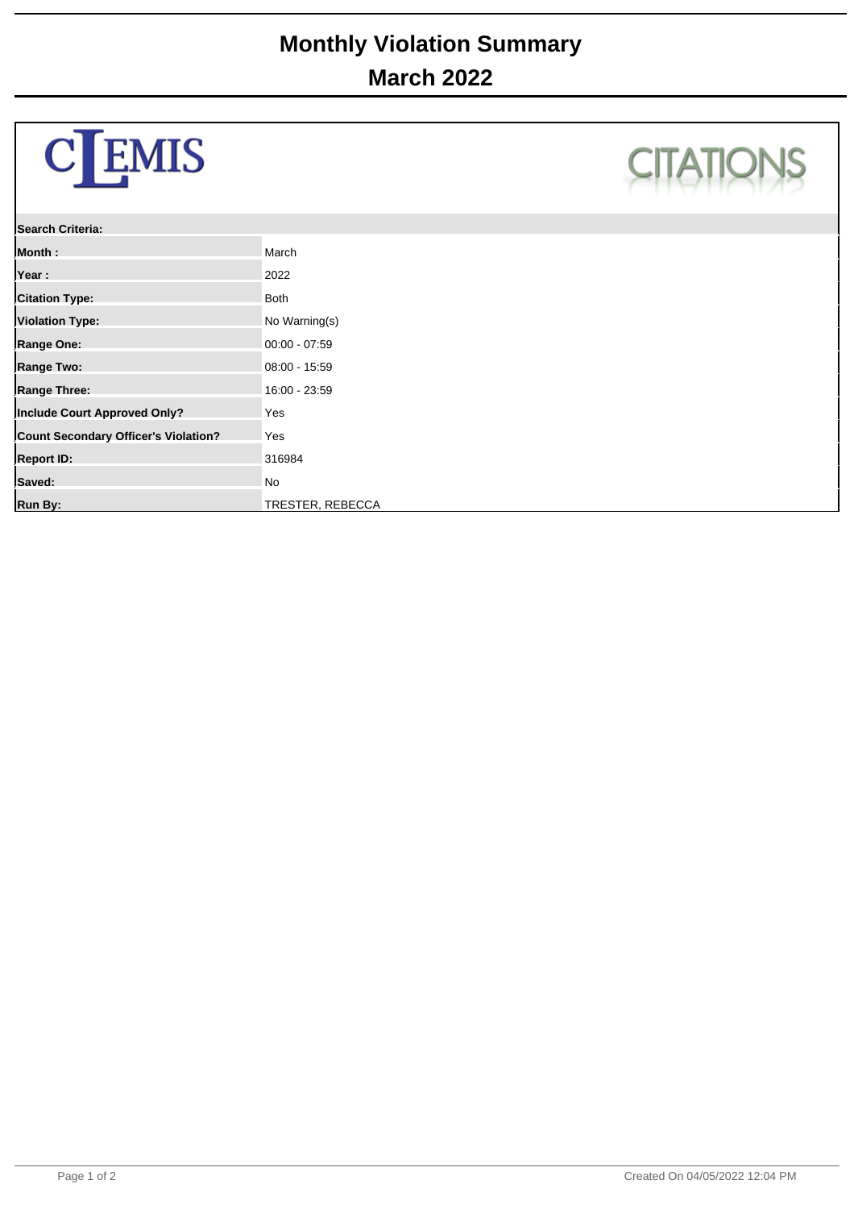# Monthly Violation Summary

## March 2022

CLEMIS CITATIONS

| Search Criteria: | |
|---|---|
| Month : | March |
| Year : | 2022 |
| Citation Type: | Both |
| Violation Type: | No Warning(s) |
| Range One: | 00:00 - 07:59 |
| Range Two: | 08:00 - 15:59 |
| Range Three: | 16:00 - 23:59 |
| Include Court Approved Only? | Yes |
| Count Secondary Officer's Violation? | Yes |
| Report ID: | 316984 |
| Saved: | No |
| Run By: | TRESTER, REBECCA |

Created On 04/05/2022 12:04 PM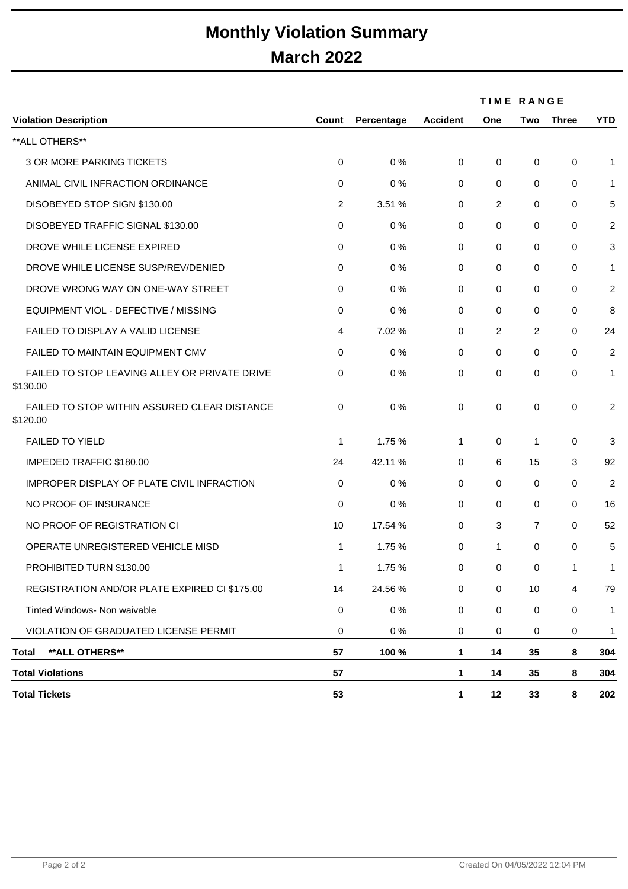# Monthly Violation Summary
# March 2022

| Violation Description | Count | Percentage | Accident | One | Two | Three | YTD |
|---|---|---|---|---|---|---|---|
| | | | | TIME RANGE | | | |
| **ALL OTHERS** | | | | | | | |
| 3 OR MORE PARKING TICKETS | 0 | 0 % | 0 | 0 | 0 | 0 | 1 |
| ANIMAL CIVIL INFRACTION ORDINANCE | 0 | 0 % | 0 | 0 | 0 | 0 | 1 |
| DISOBEYED STOP SIGN $130.00 | 2 | 3.51 % | 0 | 2 | 0 | 0 | 5 |
| DISOBEYED TRAFFIC SIGNAL $130.00 | 0 | 0 % | 0 | 0 | 0 | 0 | 2 |
| DROVE WHILE LICENSE EXPIRED | 0 | 0 % | 0 | 0 | 0 | 0 | 3 |
| DROVE WHILE LICENSE SUSP/REV/DENIED | 0 | 0 % | 0 | 0 | 0 | 0 | 1 |
| DROVE WRONG WAY ON ONE-WAY STREET | 0 | 0 % | 0 | 0 | 0 | 0 | 2 |
| EQUIPMENT VIOL - DEFECTIVE / MISSING | 0 | 0 % | 0 | 0 | 0 | 0 | 8 |
| FAILED TO DISPLAY A VALID LICENSE | 4 | 7.02 % | 0 | 2 | 2 | 0 | 24 |
| FAILED TO MAINTAIN EQUIPMENT CMV | 0 | 0 % | 0 | 0 | 0 | 0 | 2 |
| FAILED TO STOP LEAVING ALLEY OR PRIVATE DRIVE $130.00 | 0 | 0 % | 0 | 0 | 0 | 0 | 1 |
| FAILED TO STOP WITHIN ASSURED CLEAR DISTANCE $120.00 | 0 | 0 % | 0 | 0 | 0 | 0 | 2 |
| FAILED TO YIELD | 1 | 1.75 % | 1 | 0 | 1 | 0 | 3 |
| IMPEDED TRAFFIC $180.00 | 24 | 42.11 % | 0 | 6 | 15 | 3 | 92 |
| IMPROPER DISPLAY OF PLATE CIVIL INFRACTION | 0 | 0 % | 0 | 0 | 0 | 0 | 2 |
| NO PROOF OF INSURANCE | 0 | 0 % | 0 | 0 | 0 | 0 | 16 |
| NO PROOF OF REGISTRATION CI | 10 | 17.54 % | 0 | 3 | 7 | 0 | 52 |
| OPERATE UNREGISTERED VEHICLE MISD | 1 | 1.75 % | 0 | 1 | 0 | 0 | 5 |
| PROHIBITED TURN $130.00 | 1 | 1.75 % | 0 | 0 | 0 | 1 | 1 |
| REGISTRATION AND/OR PLATE EXPIRED CI $175.00 | 14 | 24.56 % | 0 | 0 | 10 | 4 | 79 |
| Tinted Windows- Non waivable | 0 | 0 % | 0 | 0 | 0 | 0 | 1 |
| VIOLATION OF GRADUATED LICENSE PERMIT | 0 | 0 % | 0 | 0 | 0 | 0 | 1 |
| **Total \*\*ALL OTHERS\*\*** | **57** | **100 %** | **1** | **14** | **35** | **8** | **304** |
| **Total Violations** | **57** | | **1** | **14** | **35** | **8** | **304** |
| **Total Tickets** | **53** | | **1** | **12** | **33** | **8** | **202** |

Created On 04/05/2022 12:04 PM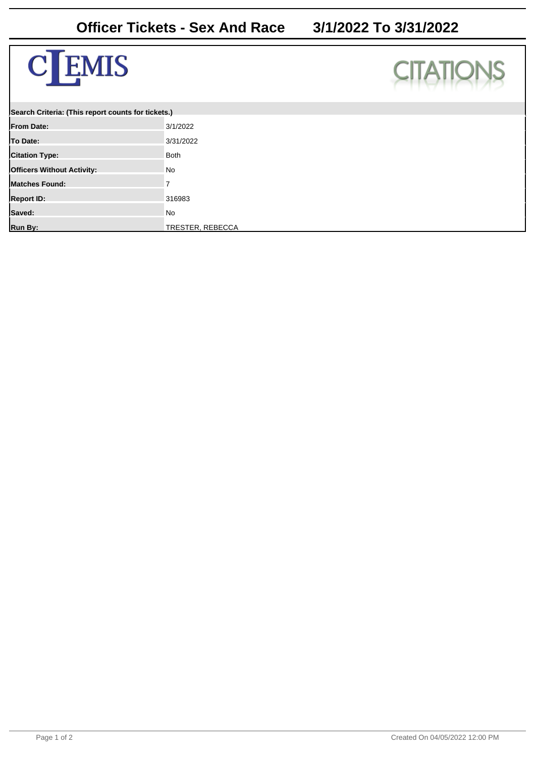# Officer Tickets - Sex And Race 3/1/2022 To 3/31/2022

CLEMIS

CITATIONS

| Search Criteria: (This report counts for tickets.) | |
|---|---|
| From Date: | 3/1/2022 |
| To Date: | 3/31/2022 |
| Citation Type: | Both |
| Officers Without Activity: | No |
| Matches Found: | 7 |
| Report ID: | 316983 |
| Saved: | No |
| Run By: | TRESTER, REBECCA |

Created On 04/05/2022 12:00 PM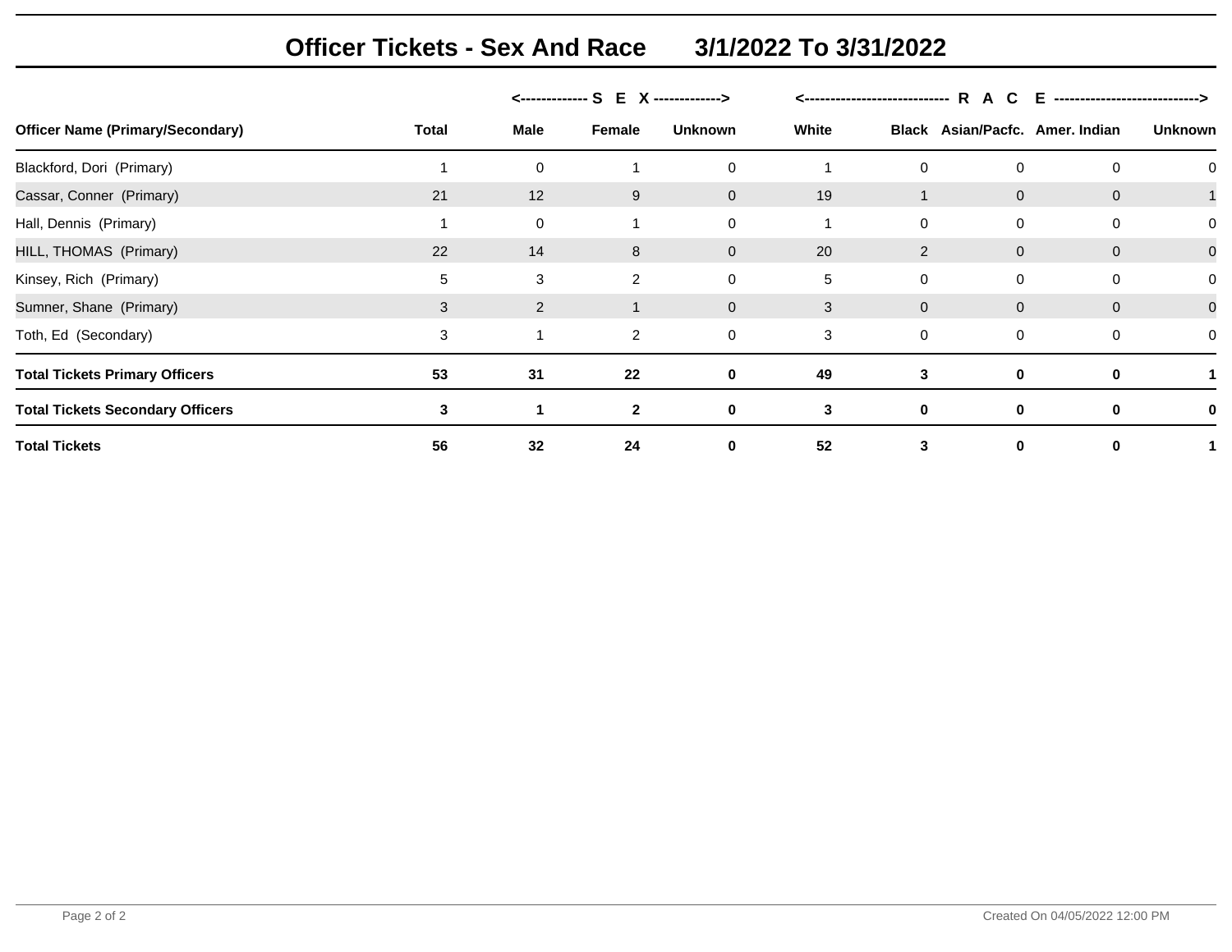# Officer Tickets - Sex And Race 3/1/2022 To 3/31/2022

| Officer Name (Primary/Secondary) | Total | <---- S E X ---- Male | Female | Unknown | <---- R A C E ---- White | Black | Asian/Pacfc. | Amer. Indian | Unknown |
|---|---|---|---|---|---|---|---|---|---|
| Blackford, Dori (Primary) | 1 | 0 | 1 | 0 | 1 | 0 | 0 | 0 | 0 |
| Cassar, Conner (Primary) | 21 | 12 | 9 | 0 | 19 | 1 | 0 | 0 | 1 |
| Hall, Dennis (Primary) | 1 | 0 | 1 | 0 | 1 | 0 | 0 | 0 | 0 |
| HILL, THOMAS (Primary) | 22 | 14 | 8 | 0 | 20 | 2 | 0 | 0 | 0 |
| Kinsey, Rich (Primary) | 5 | 3 | 2 | 0 | 5 | 0 | 0 | 0 | 0 |
| Sumner, Shane (Primary) | 3 | 2 | 1 | 0 | 3 | 0 | 0 | 0 | 0 |
| Toth, Ed (Secondary) | 3 | 1 | 2 | 0 | 3 | 0 | 0 | 0 | 0 |
| **Total Tickets Primary Officers** | **53** | **31** | **22** | **0** | **49** | **3** | **0** | **0** | **1** |
| **Total Tickets Secondary Officers** | **3** | **1** | **2** | **0** | **3** | **0** | **0** | **0** | **0** |
| **Total Tickets** | **56** | **32** | **24** | **0** | **52** | **3** | **0** | **0** | **1** |

Created On 04/05/2022 12:00 PM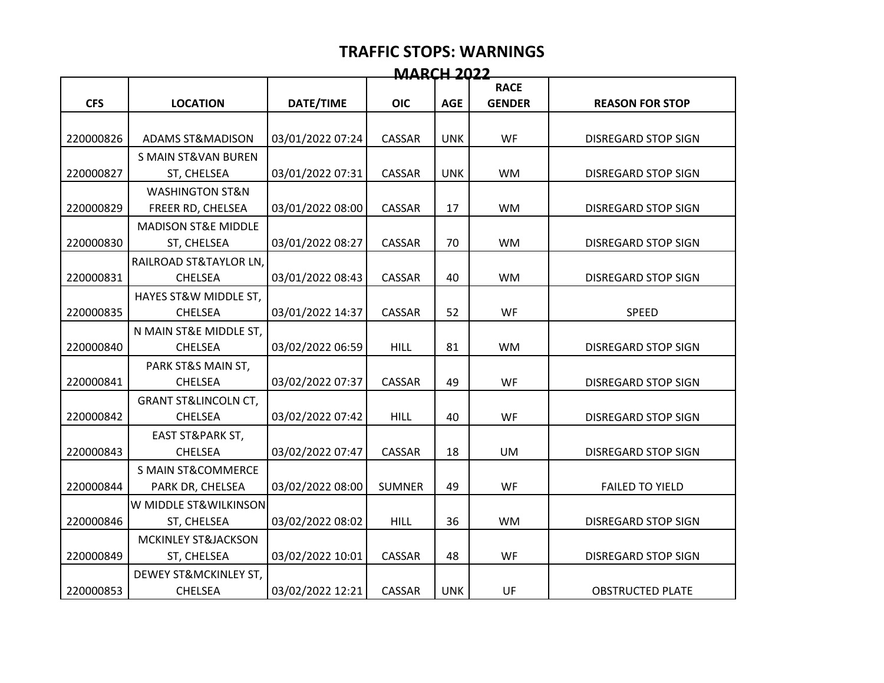# TRAFFIC STOPS: WARNINGS

## MARCH 2022

| CFS | LOCATION | DATE/TIME | OIC | AGE | RACE GENDER | REASON FOR STOP |
|---|---|---|---|---|---|---|
| 220000826 | ADAMS ST&MADISON | 03/01/2022 07:24 | CASSAR | UNK | WF | DISREGARD STOP SIGN |
| 220000827 | S MAIN ST&VAN BUREN ST, CHELSEA | 03/01/2022 07:31 | CASSAR | UNK | WM | DISREGARD STOP SIGN |
| 220000829 | WASHINGTON ST&N FREER RD, CHELSEA | 03/01/2022 08:00 | CASSAR | 17 | WM | DISREGARD STOP SIGN |
| 220000830 | MADISON ST&E MIDDLE ST, CHELSEA | 03/01/2022 08:27 | CASSAR | 70 | WM | DISREGARD STOP SIGN |
| 220000831 | RAILROAD ST&TAYLOR LN, CHELSEA | 03/01/2022 08:43 | CASSAR | 40 | WM | DISREGARD STOP SIGN |
| 220000835 | HAYES ST&W MIDDLE ST, CHELSEA | 03/01/2022 14:37 | CASSAR | 52 | WF | SPEED |
| 220000840 | N MAIN ST&E MIDDLE ST, CHELSEA | 03/02/2022 06:59 | HILL | 81 | WM | DISREGARD STOP SIGN |
| 220000841 | PARK ST&S MAIN ST, CHELSEA | 03/02/2022 07:37 | CASSAR | 49 | WF | DISREGARD STOP SIGN |
| 220000842 | GRANT ST&LINCOLN CT, CHELSEA | 03/02/2022 07:42 | HILL | 40 | WF | DISREGARD STOP SIGN |
| 220000843 | EAST ST&PARK ST, CHELSEA | 03/02/2022 07:47 | CASSAR | 18 | UM | DISREGARD STOP SIGN |
| 220000844 | S MAIN ST&COMMERCE PARK DR, CHELSEA | 03/02/2022 08:00 | SUMNER | 49 | WF | FAILED TO YIELD |
| 220000846 | W MIDDLE ST&WILKINSON ST, CHELSEA | 03/02/2022 08:02 | HILL | 36 | WM | DISREGARD STOP SIGN |
| 220000849 | MCKINLEY ST&JACKSON ST, CHELSEA | 03/02/2022 10:01 | CASSAR | 48 | WF | DISREGARD STOP SIGN |
| 220000853 | DEWEY ST&MCKINLEY ST, CHELSEA | 03/02/2022 12:21 | CASSAR | UNK | UF | OBSTRUCTED PLATE |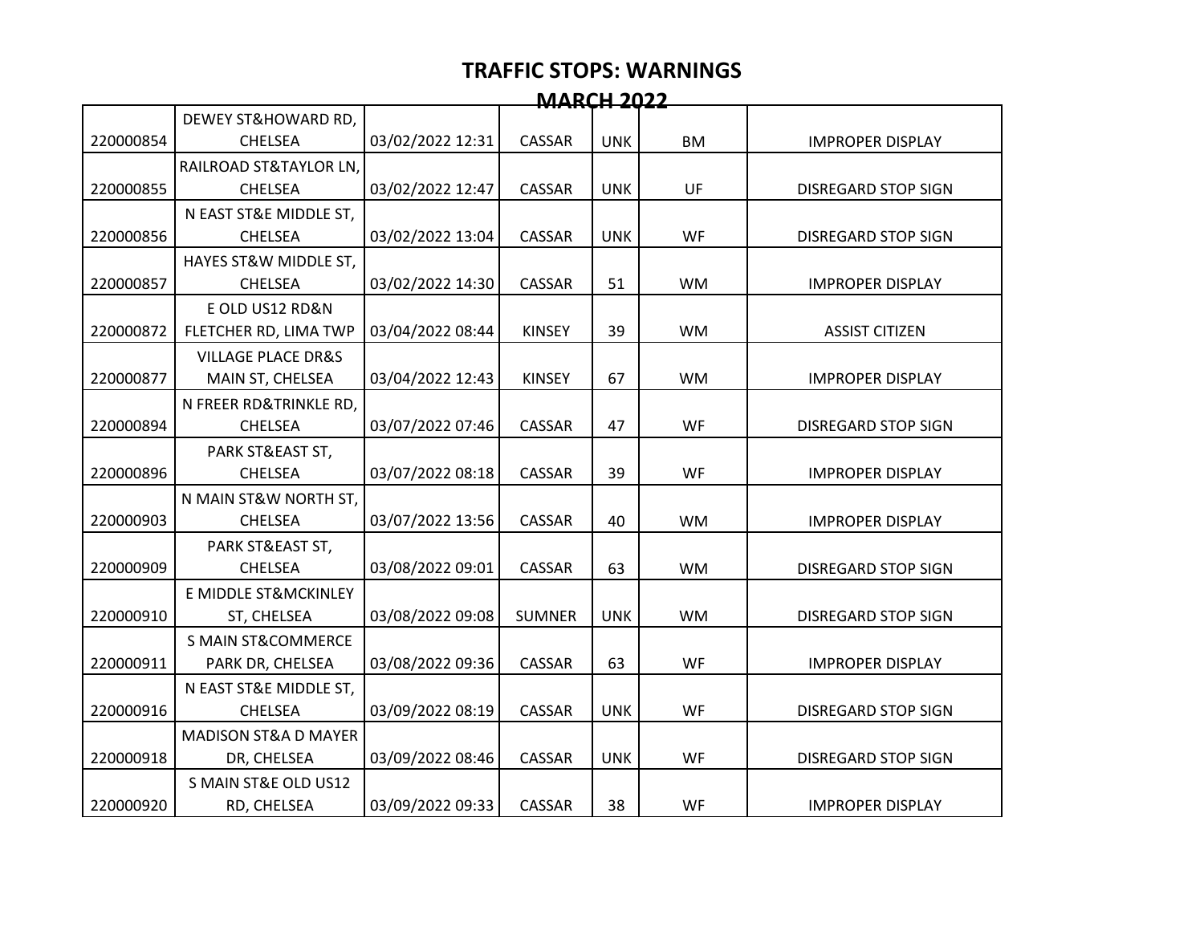# TRAFFIC STOPS: WARNINGS

## MARCH 2022

| | | | | | | |
|---|---|---|---|---|---|---|
| 220000854 | DEWEY ST&HOWARD RD, CHELSEA | 03/02/2022 12:31 | CASSAR | UNK | BM | IMPROPER DISPLAY |
| 220000855 | RAILROAD ST&TAYLOR LN, CHELSEA | 03/02/2022 12:47 | CASSAR | UNK | UF | DISREGARD STOP SIGN |
| 220000856 | N EAST ST&E MIDDLE ST, CHELSEA | 03/02/2022 13:04 | CASSAR | UNK | WF | DISREGARD STOP SIGN |
| 220000857 | HAYES ST&W MIDDLE ST, CHELSEA | 03/02/2022 14:30 | CASSAR | 51 | WM | IMPROPER DISPLAY |
| 220000872 | E OLD US12 RD&N FLETCHER RD, LIMA TWP | 03/04/2022 08:44 | KINSEY | 39 | WM | ASSIST CITIZEN |
| 220000877 | VILLAGE PLACE DR&S MAIN ST, CHELSEA | 03/04/2022 12:43 | KINSEY | 67 | WM | IMPROPER DISPLAY |
| 220000894 | N FREER RD&TRINKLE RD, CHELSEA | 03/07/2022 07:46 | CASSAR | 47 | WF | DISREGARD STOP SIGN |
| 220000896 | PARK ST&EAST ST, CHELSEA | 03/07/2022 08:18 | CASSAR | 39 | WF | IMPROPER DISPLAY |
| 220000903 | N MAIN ST&W NORTH ST, CHELSEA | 03/07/2022 13:56 | CASSAR | 40 | WM | IMPROPER DISPLAY |
| 220000909 | PARK ST&EAST ST, CHELSEA | 03/08/2022 09:01 | CASSAR | 63 | WM | DISREGARD STOP SIGN |
| 220000910 | E MIDDLE ST&MCKINLEY ST, CHELSEA | 03/08/2022 09:08 | SUMNER | UNK | WM | DISREGARD STOP SIGN |
| 220000911 | S MAIN ST&COMMERCE PARK DR, CHELSEA | 03/08/2022 09:36 | CASSAR | 63 | WF | IMPROPER DISPLAY |
| 220000916 | N EAST ST&E MIDDLE ST, CHELSEA | 03/09/2022 08:19 | CASSAR | UNK | WF | DISREGARD STOP SIGN |
| 220000918 | MADISON ST&A D MAYER DR, CHELSEA | 03/09/2022 08:46 | CASSAR | UNK | WF | DISREGARD STOP SIGN |
| 220000920 | S MAIN ST&E OLD US12 RD, CHELSEA | 03/09/2022 09:33 | CASSAR | 38 | WF | IMPROPER DISPLAY |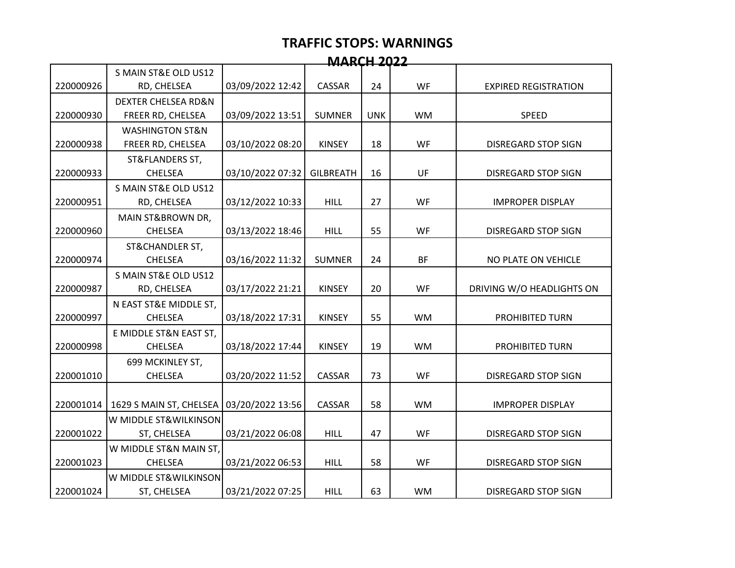# TRAFFIC STOPS: WARNINGS

## MARCH 2022

| | | | | | | |
|---|---|---|---|---|---|---|
| 220000926 | S MAIN ST&E OLD US12 RD, CHELSEA | 03/09/2022 12:42 | CASSAR | 24 | WF | EXPIRED REGISTRATION |
| 220000930 | DEXTER CHELSEA RD&N FREER RD, CHELSEA | 03/09/2022 13:51 | SUMNER | UNK | WM | SPEED |
| 220000938 | WASHINGTON ST&N FREER RD, CHELSEA | 03/10/2022 08:20 | KINSEY | 18 | WF | DISREGARD STOP SIGN |
| 220000933 | ST&FLANDERS ST, CHELSEA | 03/10/2022 07:32 | GILBREATH | 16 | UF | DISREGARD STOP SIGN |
| 220000951 | S MAIN ST&E OLD US12 RD, CHELSEA | 03/12/2022 10:33 | HILL | 27 | WF | IMPROPER DISPLAY |
| 220000960 | MAIN ST&BROWN DR, CHELSEA | 03/13/2022 18:46 | HILL | 55 | WF | DISREGARD STOP SIGN |
| 220000974 | ST&CHANDLER ST, CHELSEA | 03/16/2022 11:32 | SUMNER | 24 | BF | NO PLATE ON VEHICLE |
| 220000987 | S MAIN ST&E OLD US12 RD, CHELSEA | 03/17/2022 21:21 | KINSEY | 20 | WF | DRIVING W/O HEADLIGHTS ON |
| 220000997 | N EAST ST&E MIDDLE ST, CHELSEA | 03/18/2022 17:31 | KINSEY | 55 | WM | PROHIBITED TURN |
| 220000998 | E MIDDLE ST&N EAST ST, CHELSEA | 03/18/2022 17:44 | KINSEY | 19 | WM | PROHIBITED TURN |
| 220001010 | 699 MCKINLEY ST, CHELSEA | 03/20/2022 11:52 | CASSAR | 73 | WF | DISREGARD STOP SIGN |
| 220001014 | 1629 S MAIN ST, CHELSEA | 03/20/2022 13:56 | CASSAR | 58 | WM | IMPROPER DISPLAY |
| 220001022 | W MIDDLE ST&WILKINSON ST, CHELSEA | 03/21/2022 06:08 | HILL | 47 | WF | DISREGARD STOP SIGN |
| 220001023 | W MIDDLE ST&N MAIN ST, CHELSEA | 03/21/2022 06:53 | HILL | 58 | WF | DISREGARD STOP SIGN |
| 220001024 | W MIDDLE ST&WILKINSON ST, CHELSEA | 03/21/2022 07:25 | HILL | 63 | WM | DISREGARD STOP SIGN |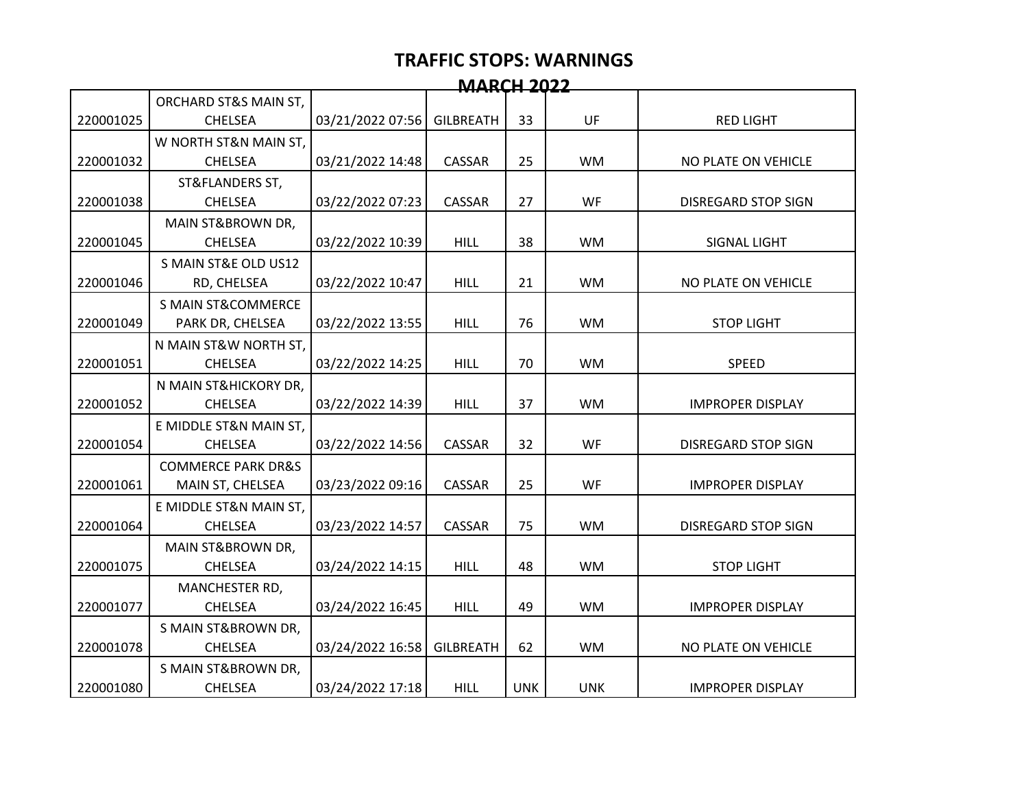# TRAFFIC STOPS: WARNINGS

## MARCH 2022

| | | | | | | |
|---|---|---|---|---|---|---|
| 220001025 | ORCHARD ST&S MAIN ST, CHELSEA | 03/21/2022 07:56 | GILBREATH | 33 | UF | RED LIGHT |
| 220001032 | W NORTH ST&N MAIN ST, CHELSEA | 03/21/2022 14:48 | CASSAR | 25 | WM | NO PLATE ON VEHICLE |
| 220001038 | ST&FLANDERS ST, CHELSEA | 03/22/2022 07:23 | CASSAR | 27 | WF | DISREGARD STOP SIGN |
| 220001045 | MAIN ST&BROWN DR, CHELSEA | 03/22/2022 10:39 | HILL | 38 | WM | SIGNAL LIGHT |
| 220001046 | S MAIN ST&E OLD US12 RD, CHELSEA | 03/22/2022 10:47 | HILL | 21 | WM | NO PLATE ON VEHICLE |
| 220001049 | S MAIN ST&COMMERCE PARK DR, CHELSEA | 03/22/2022 13:55 | HILL | 76 | WM | STOP LIGHT |
| 220001051 | N MAIN ST&W NORTH ST, CHELSEA | 03/22/2022 14:25 | HILL | 70 | WM | SPEED |
| 220001052 | N MAIN ST&HICKORY DR, CHELSEA | 03/22/2022 14:39 | HILL | 37 | WM | IMPROPER DISPLAY |
| 220001054 | E MIDDLE ST&N MAIN ST, CHELSEA | 03/22/2022 14:56 | CASSAR | 32 | WF | DISREGARD STOP SIGN |
| 220001061 | COMMERCE PARK DR&S MAIN ST, CHELSEA | 03/23/2022 09:16 | CASSAR | 25 | WF | IMPROPER DISPLAY |
| 220001064 | E MIDDLE ST&N MAIN ST, CHELSEA | 03/23/2022 14:57 | CASSAR | 75 | WM | DISREGARD STOP SIGN |
| 220001075 | MAIN ST&BROWN DR, CHELSEA | 03/24/2022 14:15 | HILL | 48 | WM | STOP LIGHT |
| 220001077 | MANCHESTER RD, CHELSEA | 03/24/2022 16:45 | HILL | 49 | WM | IMPROPER DISPLAY |
| 220001078 | S MAIN ST&BROWN DR, CHELSEA | 03/24/2022 16:58 | GILBREATH | 62 | WM | NO PLATE ON VEHICLE |
| 220001080 | S MAIN ST&BROWN DR, CHELSEA | 03/24/2022 17:18 | HILL | UNK | UNK | IMPROPER DISPLAY |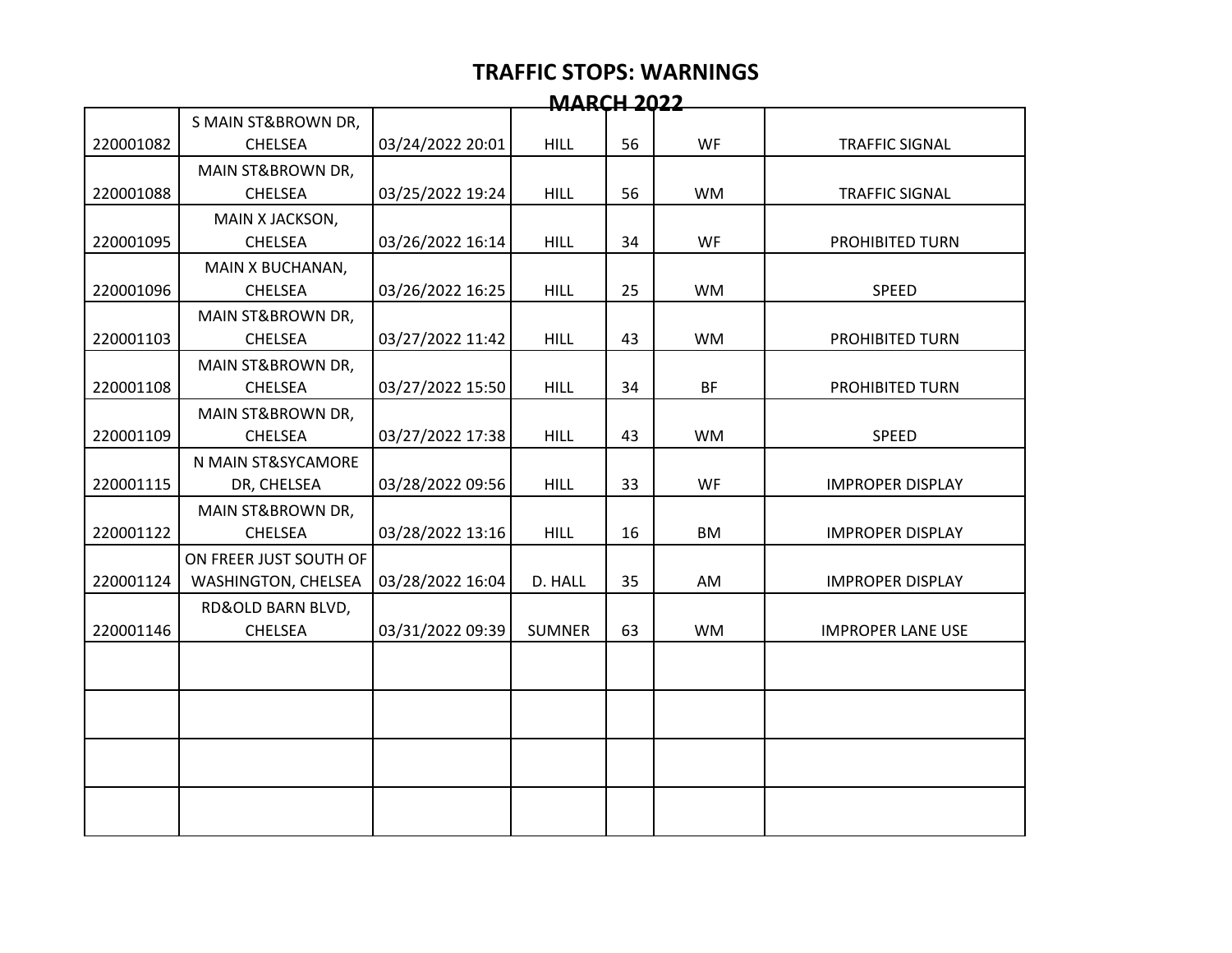# TRAFFIC STOPS: WARNINGS

## MARCH 2022

| | | | | | | |
|---|---|---|---|---|---|---|
| 220001082 | S MAIN ST&BROWN DR, CHELSEA | 03/24/2022 20:01 | HILL | 56 | WF | TRAFFIC SIGNAL |
| 220001088 | MAIN ST&BROWN DR, CHELSEA | 03/25/2022 19:24 | HILL | 56 | WM | TRAFFIC SIGNAL |
| 220001095 | MAIN X JACKSON, CHELSEA | 03/26/2022 16:14 | HILL | 34 | WF | PROHIBITED TURN |
| 220001096 | MAIN X BUCHANAN, CHELSEA | 03/26/2022 16:25 | HILL | 25 | WM | SPEED |
| 220001103 | MAIN ST&BROWN DR, CHELSEA | 03/27/2022 11:42 | HILL | 43 | WM | PROHIBITED TURN |
| 220001108 | MAIN ST&BROWN DR, CHELSEA | 03/27/2022 15:50 | HILL | 34 | BF | PROHIBITED TURN |
| 220001109 | MAIN ST&BROWN DR, CHELSEA | 03/27/2022 17:38 | HILL | 43 | WM | SPEED |
| 220001115 | N MAIN ST&SYCAMORE DR, CHELSEA | 03/28/2022 09:56 | HILL | 33 | WF | IMPROPER DISPLAY |
| 220001122 | MAIN ST&BROWN DR, CHELSEA | 03/28/2022 13:16 | HILL | 16 | BM | IMPROPER DISPLAY |
| 220001124 | ON FREER JUST SOUTH OF WASHINGTON, CHELSEA | 03/28/2022 16:04 | D. HALL | 35 | AM | IMPROPER DISPLAY |
| 220001146 | RD&OLD BARN BLVD, CHELSEA | 03/31/2022 09:39 | SUMNER | 63 | WM | IMPROPER LANE USE |
| | | | | | | |
| | | | | | | |
| | | | | | | |
| | | | | | | |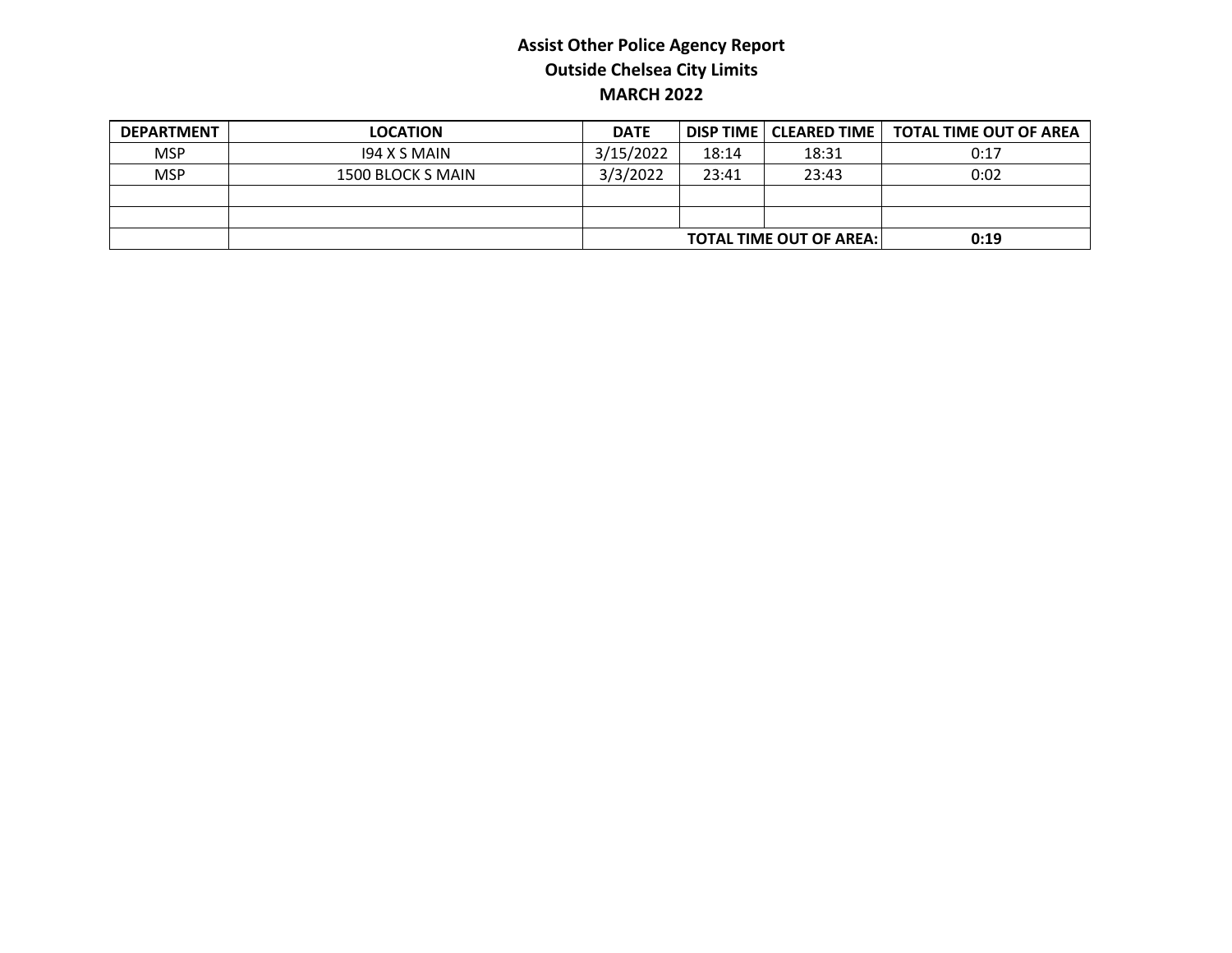**Assist Other Police Agency Report**
**Outside Chelsea City Limits**
**MARCH 2022**

| DEPARTMENT | LOCATION | DATE | DISP TIME | CLEARED TIME | TOTAL TIME OUT OF AREA |
|---|---|---|---|---|---|
| MSP | I94 X S MAIN | 3/15/2022 | 18:14 | 18:31 | 0:17 |
| MSP | 1500 BLOCK S MAIN | 3/3/2022 | 23:41 | 23:43 | 0:02 |
| | | | | | |
| | | | | | |
| | | **TOTAL TIME OUT OF AREA:** | | | **0:19** |